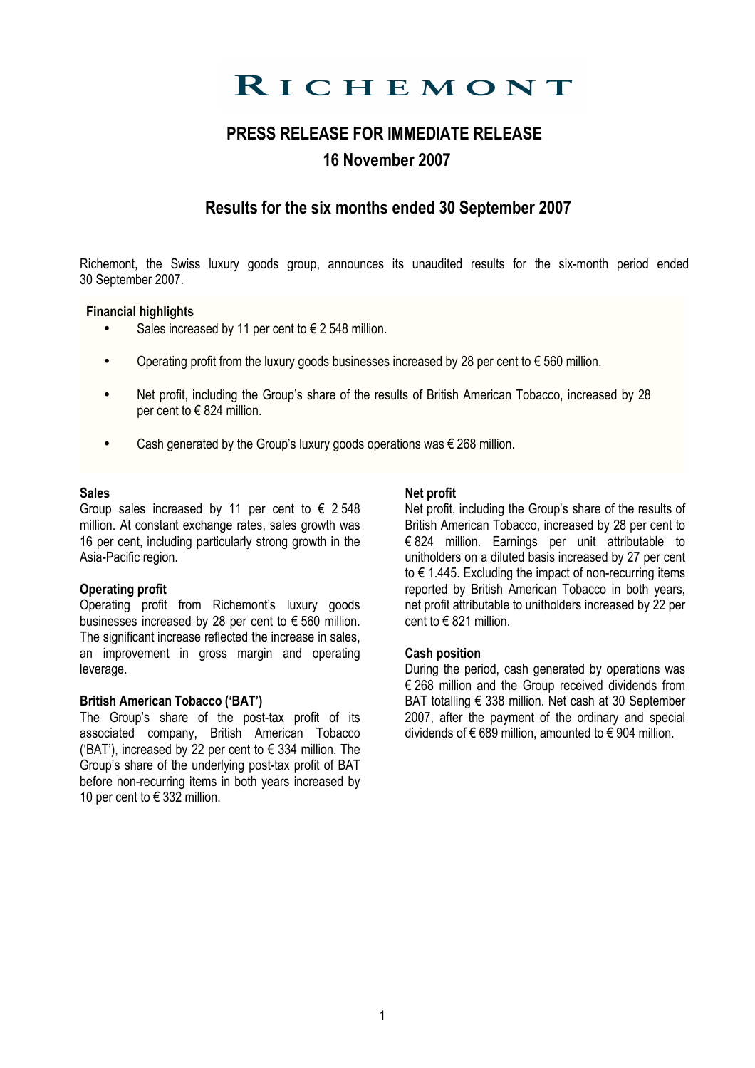# RICHEMONT

## PRESS RELEASE FOR IMMEDIATE RELEASE

## 16 November 2007

## Results for the six months ended 30 September 2007

Richemont, the Swiss luxury goods group, announces its unaudited results for the six-month period ended 30 September 2007.

**Financial highlights**

- Sales increased by 11 per cent to € 2 548 million.
- Operating profit from the luxury goods businesses increased by 28 per cent to € 560 million.
- Net profit, including the Group's share of the results of British American Tobacco, increased by 28 per cent to € 824 million.
- Cash generated by the Group's luxury goods operations was € 268 million.

**Sales**

Group sales increased by 11 per cent to € 2 548 million. At constant exchange rates, sales growth was 16 per cent, including particularly strong growth in the Asia-Pacific region.

**Operating profit**

Operating profit from Richemont's luxury goods businesses increased by 28 per cent to € 560 million. The significant increase reflected the increase in sales, an improvement in gross margin and operating leverage.

**British American Tobacco ('BAT')**

The Group's share of the post-tax profit of its associated company, British American Tobacco ('BAT'), increased by 22 per cent to € 334 million. The Group's share of the underlying post-tax profit of BAT before non-recurring items in both years increased by 10 per cent to € 332 million.

**Net profit**

Net profit, including the Group's share of the results of British American Tobacco, increased by 28 per cent to € 824 million. Earnings per unit attributable to unitholders on a diluted basis increased by 27 per cent to € 1.445. Excluding the impact of non-recurring items reported by British American Tobacco in both years, net profit attributable to unitholders increased by 22 per cent to € 821 million.

**Cash position**

During the period, cash generated by operations was € 268 million and the Group received dividends from BAT totalling € 338 million. Net cash at 30 September 2007, after the payment of the ordinary and special dividends of € 689 million, amounted to € 904 million.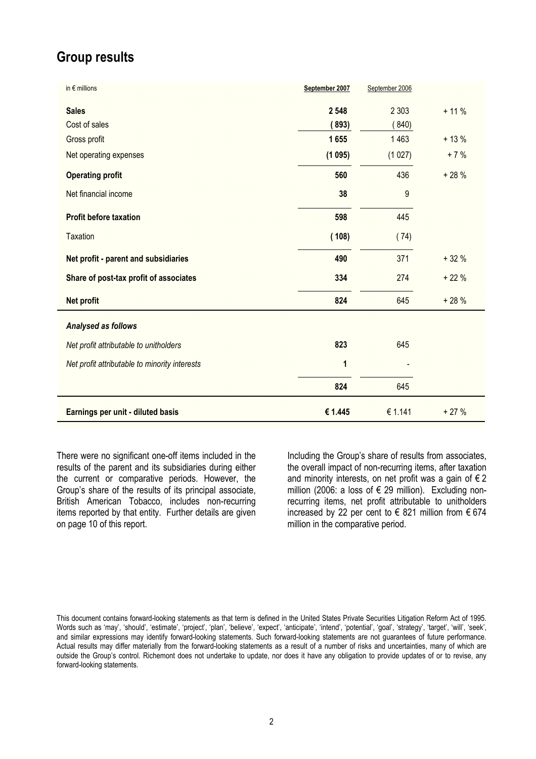## Group results

| in € millions | **September 2007** | September 2006 | |
|---|---|---|---|
| **Sales** | **2 548** | 2 303 | + 11 % |
| Cost of sales | **( 893)** | ( 840) | |
| Gross profit | **1 655** | 1 463 | + 13 % |
| Net operating expenses | **(1 095)** | (1 027) | + 7 % |
| **Operating profit** | **560** | 436 | + 28 % |
| Net financial income | **38** | 9 | |
| **Profit before taxation** | **598** | 445 | |
| Taxation | **( 108)** | ( 74) | |
| **Net profit - parent and subsidiaries** | **490** | 371 | + 32 % |
| **Share of post-tax profit of associates** | **334** | 274 | + 22 % |
| **Net profit** | **824** | 645 | + 28 % |
| ***Analysed as follows*** | | | |
| *Net profit attributable to unitholders* | **823** | 645 | |
| *Net profit attributable to minority interests* | **1** | - | |
| | **824** | 645 | |
| **Earnings per unit - diluted basis** | **€ 1.445** | € 1.141 | + 27 % |

There were no significant one-off items included in the results of the parent and its subsidiaries during either the current or comparative periods. However, the Group's share of the results of its principal associate, British American Tobacco, includes non-recurring items reported by that entity. Further details are given on page 10 of this report.

Including the Group's share of results from associates, the overall impact of non-recurring items, after taxation and minority interests, on net profit was a gain of € 2 million (2006: a loss of € 29 million). Excluding non-recurring items, net profit attributable to unitholders increased by 22 per cent to € 821 million from € 674 million in the comparative period.

This document contains forward-looking statements as that term is defined in the United States Private Securities Litigation Reform Act of 1995. Words such as 'may', 'should', 'estimate', 'project', 'plan', 'believe', 'expect', 'anticipate', 'intend', 'potential', 'goal', 'strategy', 'target', 'will', 'seek', and similar expressions may identify forward-looking statements. Such forward-looking statements are not guarantees of future performance. Actual results may differ materially from the forward-looking statements as a result of a number of risks and uncertainties, many of which are outside the Group's control. Richemont does not undertake to update, nor does it have any obligation to provide updates of or to revise, any forward-looking statements.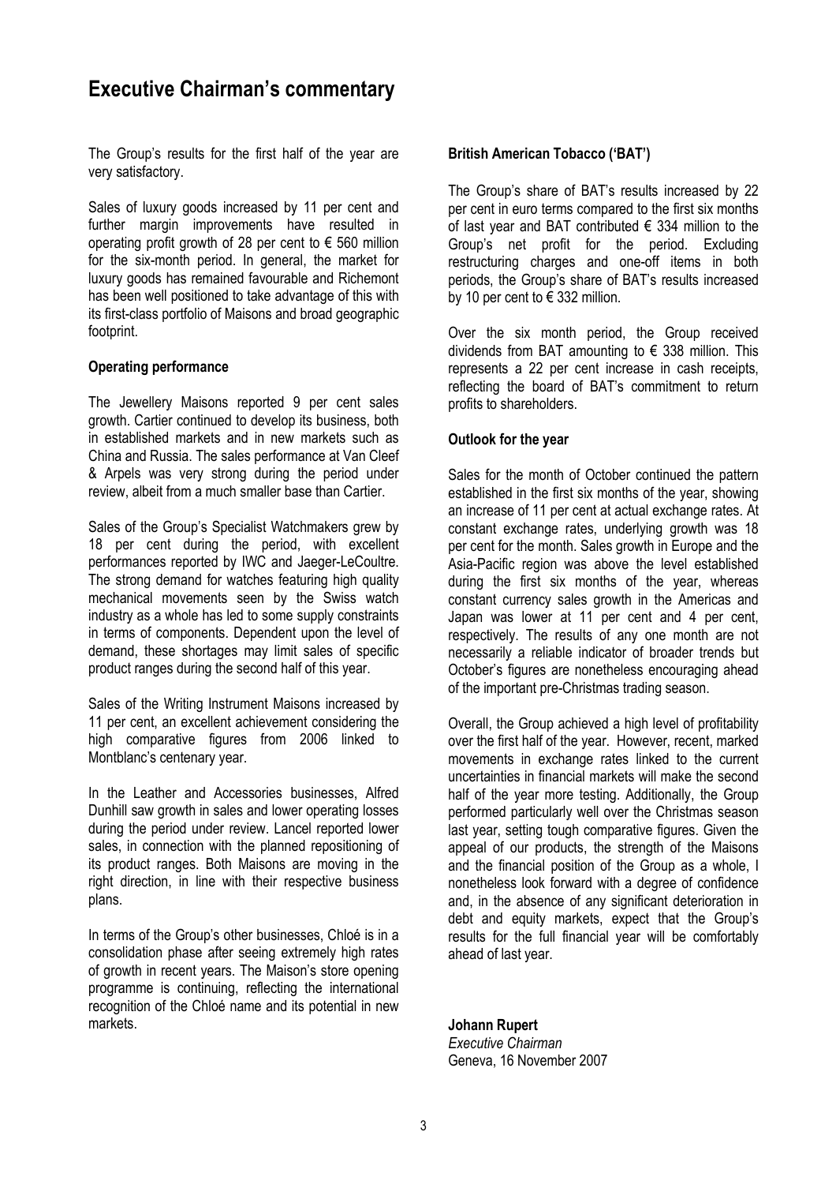# Executive Chairman's commentary

The Group's results for the first half of the year are very satisfactory.

Sales of luxury goods increased by 11 per cent and further margin improvements have resulted in operating profit growth of 28 per cent to € 560 million for the six-month period. In general, the market for luxury goods has remained favourable and Richemont has been well positioned to take advantage of this with its first-class portfolio of Maisons and broad geographic footprint.

**Operating performance**

The Jewellery Maisons reported 9 per cent sales growth. Cartier continued to develop its business, both in established markets and in new markets such as China and Russia. The sales performance at Van Cleef & Arpels was very strong during the period under review, albeit from a much smaller base than Cartier.

Sales of the Group's Specialist Watchmakers grew by 18 per cent during the period, with excellent performances reported by IWC and Jaeger-LeCoultre. The strong demand for watches featuring high quality mechanical movements seen by the Swiss watch industry as a whole has led to some supply constraints in terms of components. Dependent upon the level of demand, these shortages may limit sales of specific product ranges during the second half of this year.

Sales of the Writing Instrument Maisons increased by 11 per cent, an excellent achievement considering the high comparative figures from 2006 linked to Montblanc's centenary year.

In the Leather and Accessories businesses, Alfred Dunhill saw growth in sales and lower operating losses during the period under review. Lancel reported lower sales, in connection with the planned repositioning of its product ranges. Both Maisons are moving in the right direction, in line with their respective business plans.

In terms of the Group's other businesses, Chloé is in a consolidation phase after seeing extremely high rates of growth in recent years. The Maison's store opening programme is continuing, reflecting the international recognition of the Chloé name and its potential in new markets.

**British American Tobacco ('BAT')**

The Group's share of BAT's results increased by 22 per cent in euro terms compared to the first six months of last year and BAT contributed € 334 million to the Group's net profit for the period. Excluding restructuring charges and one-off items in both periods, the Group's share of BAT's results increased by 10 per cent to € 332 million.

Over the six month period, the Group received dividends from BAT amounting to € 338 million. This represents a 22 per cent increase in cash receipts, reflecting the board of BAT's commitment to return profits to shareholders.

**Outlook for the year**

Sales for the month of October continued the pattern established in the first six months of the year, showing an increase of 11 per cent at actual exchange rates. At constant exchange rates, underlying growth was 18 per cent for the month. Sales growth in Europe and the Asia-Pacific region was above the level established during the first six months of the year, whereas constant currency sales growth in the Americas and Japan was lower at 11 per cent and 4 per cent, respectively. The results of any one month are not necessarily a reliable indicator of broader trends but October's figures are nonetheless encouraging ahead of the important pre-Christmas trading season.

Overall, the Group achieved a high level of profitability over the first half of the year. However, recent, marked movements in exchange rates linked to the current uncertainties in financial markets will make the second half of the year more testing. Additionally, the Group performed particularly well over the Christmas season last year, setting tough comparative figures. Given the appeal of our products, the strength of the Maisons and the financial position of the Group as a whole, I nonetheless look forward with a degree of confidence and, in the absence of any significant deterioration in debt and equity markets, expect that the Group's results for the full financial year will be comfortably ahead of last year.

**Johann Rupert**
*Executive Chairman*
Geneva, 16 November 2007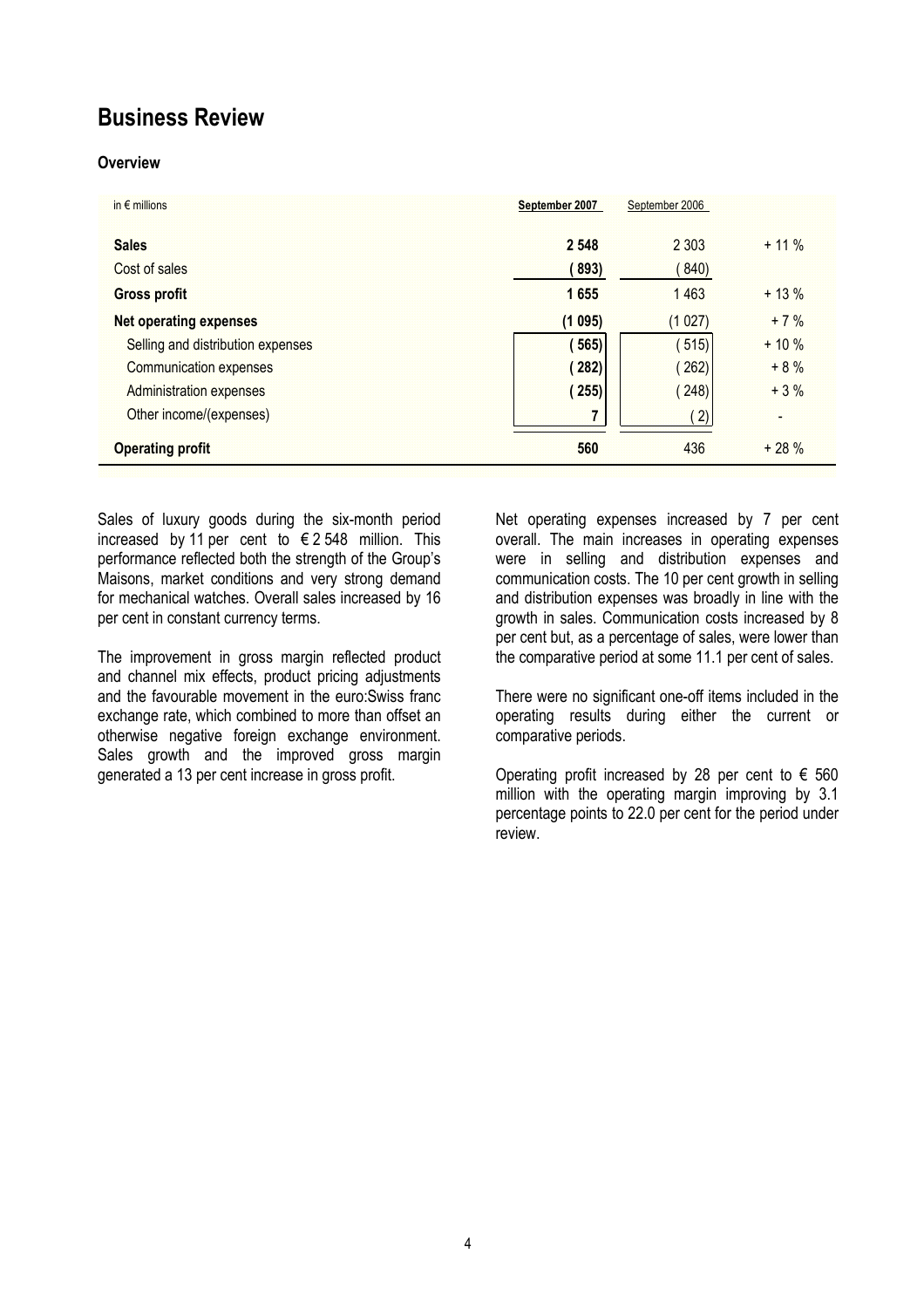# Business Review

### Overview

| in € millions | **September 2007** | September 2006 | |
|---|---|---|---|
| **Sales** | **2 548** | 2 303 | + 11 % |
| Cost of sales | **( 893)** | ( 840) | |
| **Gross profit** | **1 655** | 1 463 | + 13 % |
| **Net operating expenses** | **(1 095)** | (1 027) | + 7 % |
| Selling and distribution expenses | **( 565)** | ( 515) | + 10 % |
| Communication expenses | **( 282)** | ( 262) | + 8 % |
| Administration expenses | **( 255)** | ( 248) | + 3 % |
| Other income/(expenses) | **7** | ( 2) | - |
| **Operating profit** | **560** | 436 | + 28 % |

Sales of luxury goods during the six-month period increased by 11 per cent to € 2 548 million. This performance reflected both the strength of the Group's Maisons, market conditions and very strong demand for mechanical watches. Overall sales increased by 16 per cent in constant currency terms.

The improvement in gross margin reflected product and channel mix effects, product pricing adjustments and the favourable movement in the euro:Swiss franc exchange rate, which combined to more than offset an otherwise negative foreign exchange environment. Sales growth and the improved gross margin generated a 13 per cent increase in gross profit.

Net operating expenses increased by 7 per cent overall. The main increases in operating expenses were in selling and distribution expenses and communication costs. The 10 per cent growth in selling and distribution expenses was broadly in line with the growth in sales. Communication costs increased by 8 per cent but, as a percentage of sales, were lower than the comparative period at some 11.1 per cent of sales.

There were no significant one-off items included in the operating results during either the current or comparative periods.

Operating profit increased by 28 per cent to € 560 million with the operating margin improving by 3.1 percentage points to 22.0 per cent for the period under review.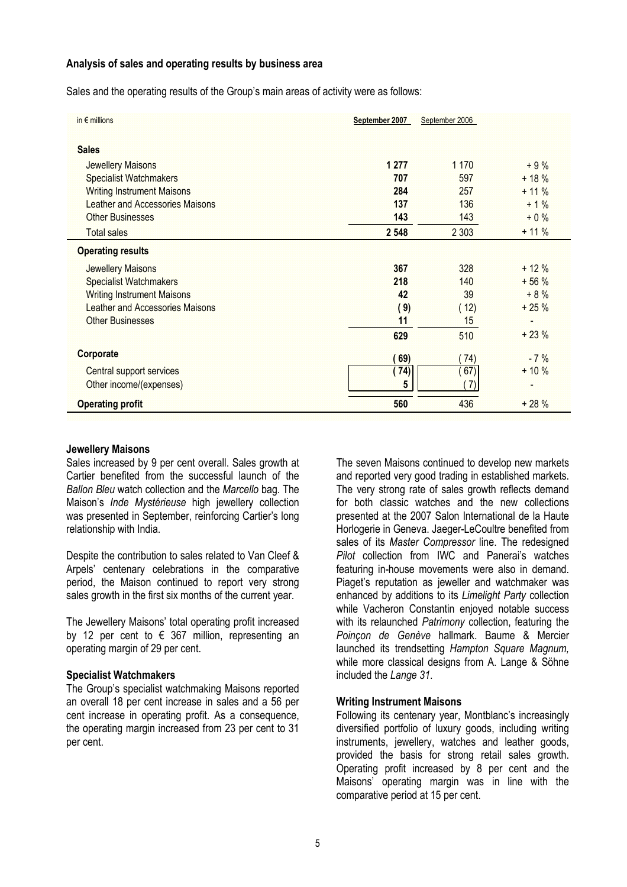### Analysis of sales and operating results by business area

Sales and the operating results of the Group's main areas of activity were as follows:

| in € millions | September 2007 | September 2006 | |
|---|---|---|---|
| **Sales** | | | |
| Jewellery Maisons | **1 277** | 1 170 | + 9 % |
| Specialist Watchmakers | **707** | 597 | + 18 % |
| Writing Instrument Maisons | **284** | 257 | + 11 % |
| Leather and Accessories Maisons | **137** | 136 | + 1 % |
| Other Businesses | **143** | 143 | + 0 % |
| Total sales | **2 548** | 2 303 | + 11 % |
| **Operating results** | | | |
| Jewellery Maisons | **367** | 328 | + 12 % |
| Specialist Watchmakers | **218** | 140 | + 56 % |
| Writing Instrument Maisons | **42** | 39 | + 8 % |
| Leather and Accessories Maisons | **( 9)** | ( 12) | + 25 % |
| Other Businesses | **11** | 15 | - |
| | **629** | 510 | + 23 % |
| **Corporate** | **( 69)** | ( 74) | - 7 % |
| Central support services | **( 74)** | ( 67) | + 10 % |
| Other income/(expenses) | **5** | ( 7) | - |
| **Operating profit** | **560** | 436 | + 28 % |

#### Jewellery Maisons

Sales increased by 9 per cent overall. Sales growth at Cartier benefited from the successful launch of the *Ballon Bleu* watch collection and the *Marcello* bag. The Maison's *Inde Mystérieuse* high jewellery collection was presented in September, reinforcing Cartier's long relationship with India.

Despite the contribution to sales related to Van Cleef & Arpels' centenary celebrations in the comparative period, the Maison continued to report very strong sales growth in the first six months of the current year.

The Jewellery Maisons' total operating profit increased by 12 per cent to € 367 million, representing an operating margin of 29 per cent.

#### Specialist Watchmakers

The Group's specialist watchmaking Maisons reported an overall 18 per cent increase in sales and a 56 per cent increase in operating profit. As a consequence, the operating margin increased from 23 per cent to 31 per cent.

The seven Maisons continued to develop new markets and reported very good trading in established markets. The very strong rate of sales growth reflects demand for both classic watches and the new collections presented at the 2007 Salon International de la Haute Horlogerie in Geneva. Jaeger-LeCoultre benefited from sales of its *Master Compressor* line. The redesigned *Pilot* collection from IWC and Panerai's watches featuring in-house movements were also in demand. Piaget's reputation as jeweller and watchmaker was enhanced by additions to its *Limelight Party* collection while Vacheron Constantin enjoyed notable success with its relaunched *Patrimony* collection, featuring the *Poinçon de Genève* hallmark. Baume & Mercier launched its trendsetting *Hampton Square Magnum,* while more classical designs from A. Lange & Söhne included the *Lange 31*.

#### Writing Instrument Maisons

Following its centenary year, Montblanc's increasingly diversified portfolio of luxury goods, including writing instruments, jewellery, watches and leather goods, provided the basis for strong retail sales growth. Operating profit increased by 8 per cent and the Maisons' operating margin was in line with the comparative period at 15 per cent.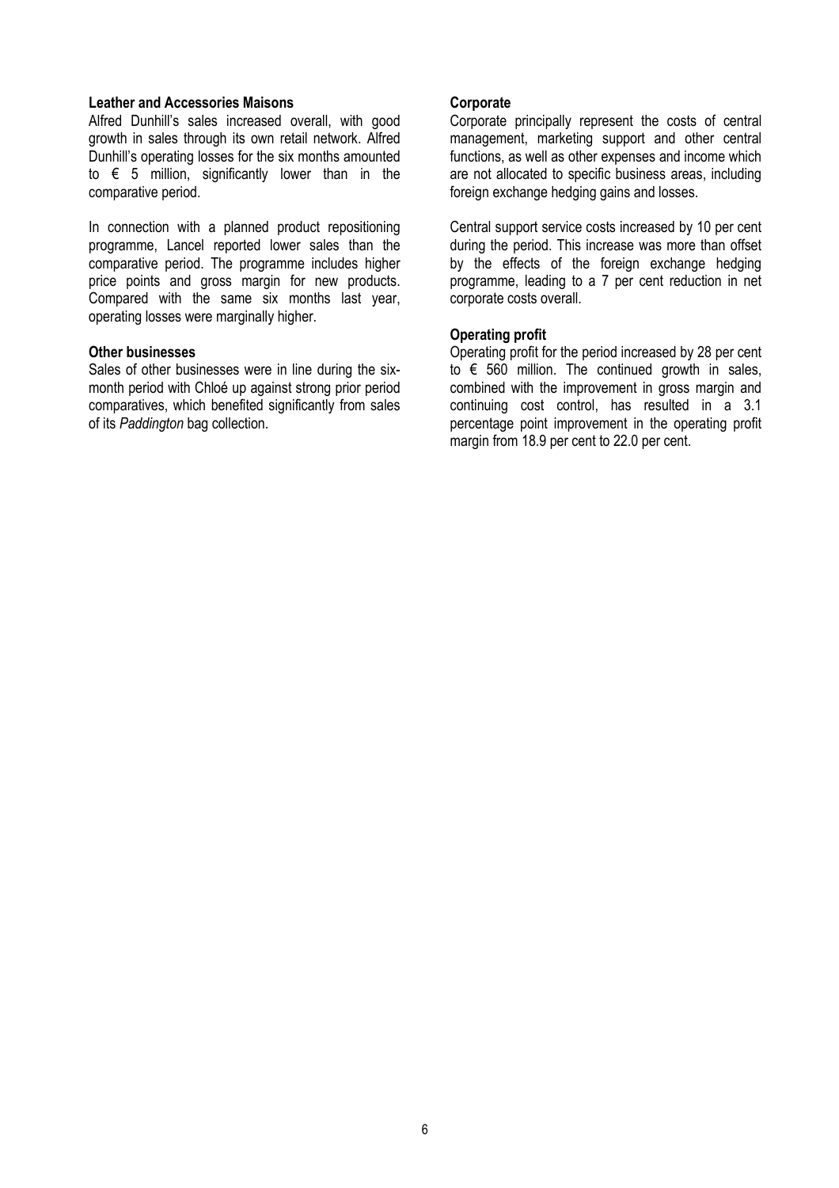**Leather and Accessories Maisons**

Alfred Dunhill's sales increased overall, with good growth in sales through its own retail network. Alfred Dunhill's operating losses for the six months amounted to € 5 million, significantly lower than in the comparative period.

In connection with a planned product repositioning programme, Lancel reported lower sales than the comparative period. The programme includes higher price points and gross margin for new products. Compared with the same six months last year, operating losses were marginally higher.

**Other businesses**

Sales of other businesses were in line during the six-month period with Chloé up against strong prior period comparatives, which benefited significantly from sales of its *Paddington* bag collection.

**Corporate**

Corporate principally represent the costs of central management, marketing support and other central functions, as well as other expenses and income which are not allocated to specific business areas, including foreign exchange hedging gains and losses.

Central support service costs increased by 10 per cent during the period. This increase was more than offset by the effects of the foreign exchange hedging programme, leading to a 7 per cent reduction in net corporate costs overall.

**Operating profit**

Operating profit for the period increased by 28 per cent to € 560 million. The continued growth in sales, combined with the improvement in gross margin and continuing cost control, has resulted in a 3.1 percentage point improvement in the operating profit margin from 18.9 per cent to 22.0 per cent.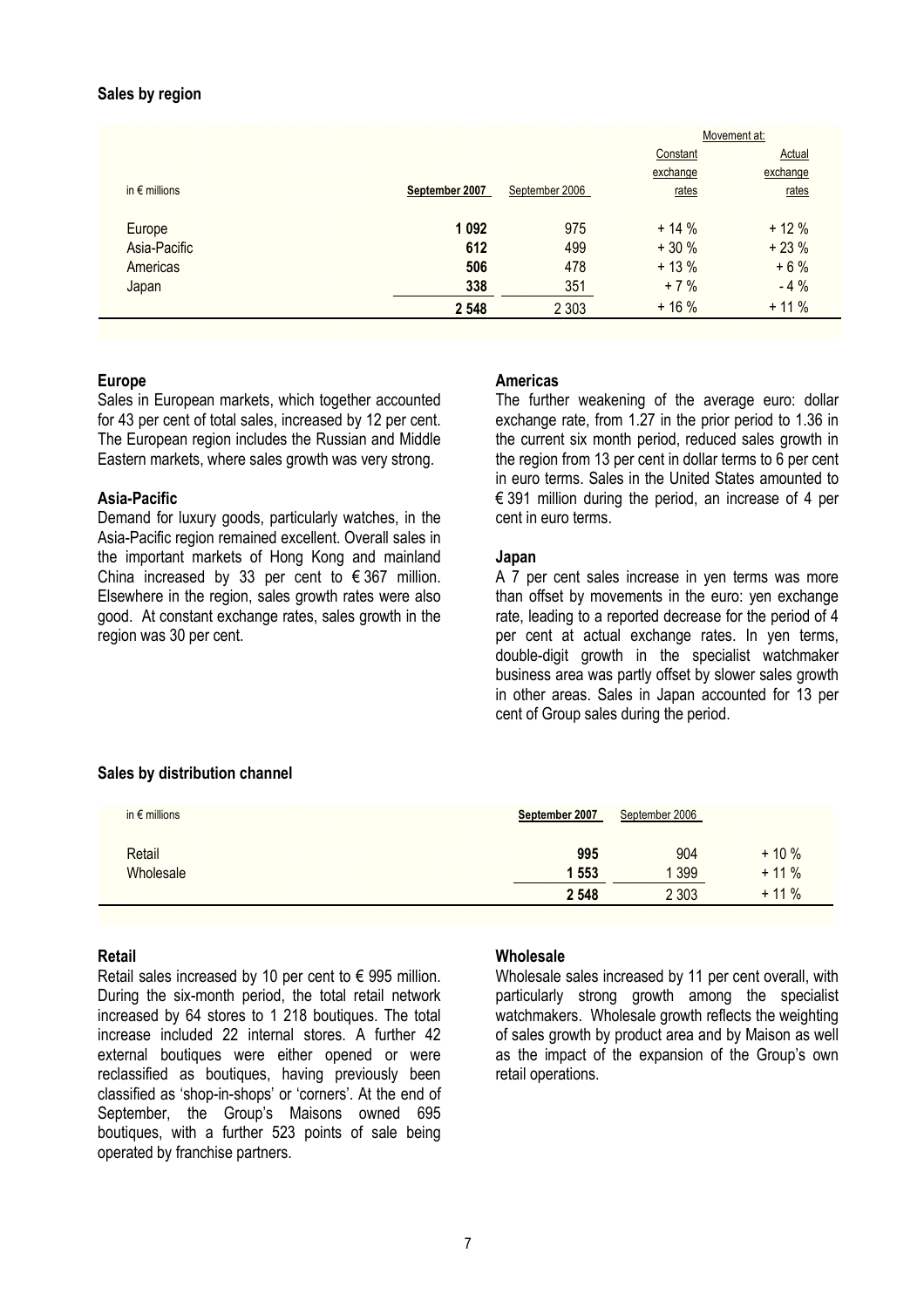### Sales by region

| in € millions | September 2007 | September 2006 | Movement at: Constant exchange rates | Actual exchange rates |
|---|---|---|---|---|
| Europe | **1 092** | 975 | + 14 % | + 12 % |
| Asia-Pacific | **612** | 499 | + 30 % | + 23 % |
| Americas | **506** | 478 | + 13 % | + 6 % |
| Japan | **338** | 351 | + 7 % | - 4 % |
| | **2 548** | 2 303 | + 16 % | + 11 % |

**Europe**

Sales in European markets, which together accounted for 43 per cent of total sales, increased by 12 per cent. The European region includes the Russian and Middle Eastern markets, where sales growth was very strong.

**Asia-Pacific**

Demand for luxury goods, particularly watches, in the Asia-Pacific region remained excellent. Overall sales in the important markets of Hong Kong and mainland China increased by 33 per cent to € 367 million. Elsewhere in the region, sales growth rates were also good. At constant exchange rates, sales growth in the region was 30 per cent.

**Americas**

The further weakening of the average euro: dollar exchange rate, from 1.27 in the prior period to 1.36 in the current six month period, reduced sales growth in the region from 13 per cent in dollar terms to 6 per cent in euro terms. Sales in the United States amounted to € 391 million during the period, an increase of 4 per cent in euro terms.

**Japan**

A 7 per cent sales increase in yen terms was more than offset by movements in the euro: yen exchange rate, leading to a reported decrease for the period of 4 per cent at actual exchange rates. In yen terms, double-digit growth in the specialist watchmaker business area was partly offset by slower sales growth in other areas. Sales in Japan accounted for 13 per cent of Group sales during the period.

### Sales by distribution channel

| in € millions | September 2007 | September 2006 | |
|---|---|---|---|
| Retail | **995** | 904 | + 10 % |
| Wholesale | **1 553** | 1 399 | + 11 % |
| | **2 548** | 2 303 | + 11 % |

**Retail**

Retail sales increased by 10 per cent to € 995 million. During the six-month period, the total retail network increased by 64 stores to 1 218 boutiques. The total increase included 22 internal stores. A further 42 external boutiques were either opened or were reclassified as boutiques, having previously been classified as 'shop-in-shops' or 'corners'. At the end of September, the Group's Maisons owned 695 boutiques, with a further 523 points of sale being operated by franchise partners.

**Wholesale**

Wholesale sales increased by 11 per cent overall, with particularly strong growth among the specialist watchmakers. Wholesale growth reflects the weighting of sales growth by product area and by Maison as well as the impact of the expansion of the Group's own retail operations.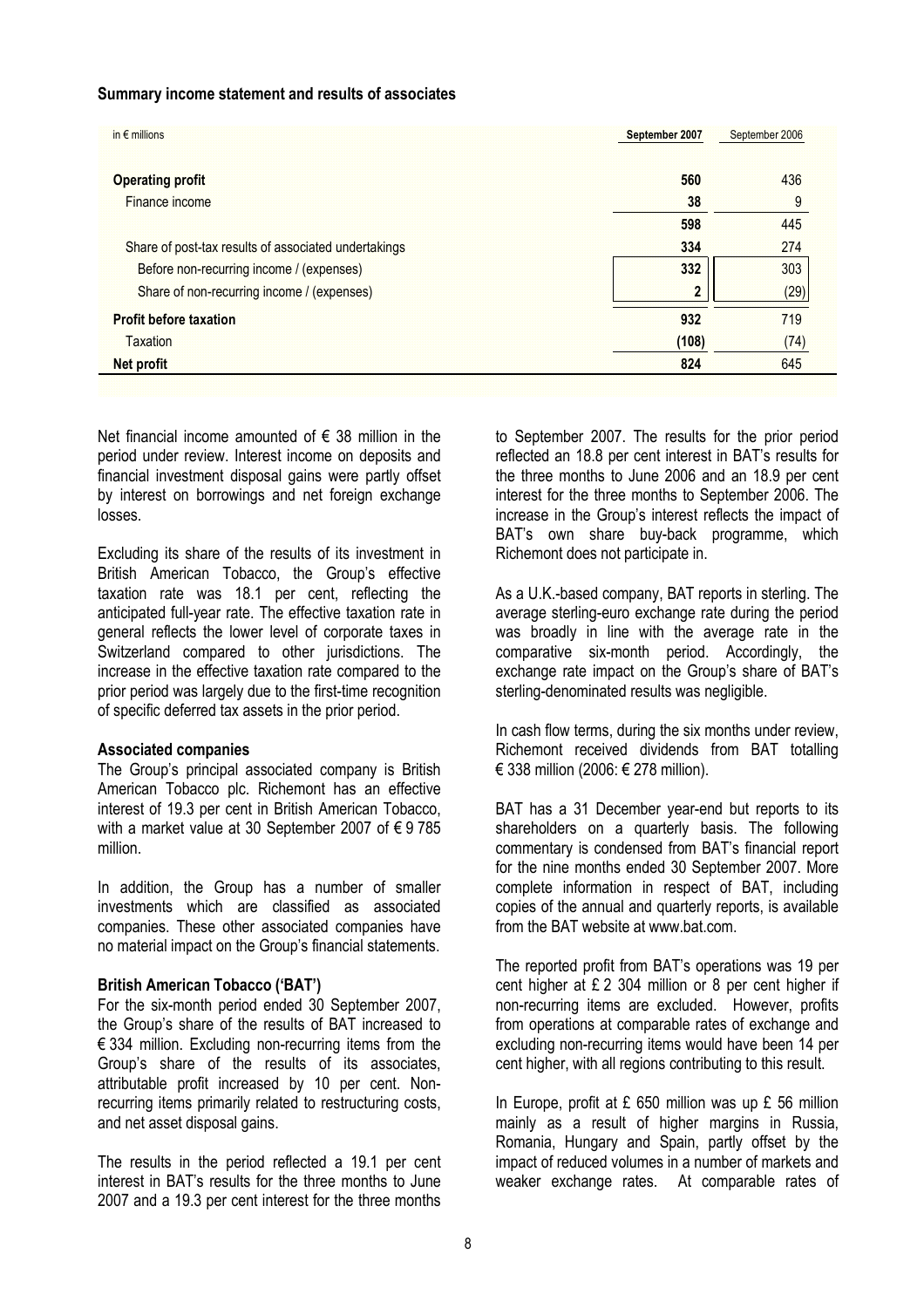**Summary income statement and results of associates**

| in € millions | September 2007 | September 2006 |
|---|---|---|
| **Operating profit** | **560** | 436 |
| Finance income | **38** | 9 |
| | **598** | 445 |
| Share of post-tax results of associated undertakings | **334** | 274 |
| Before non-recurring income / (expenses) | **332** | 303 |
| Share of non-recurring income / (expenses) | **2** | (29) |
| **Profit before taxation** | **932** | 719 |
| Taxation | **(108)** | (74) |
| **Net profit** | **824** | 645 |

Net financial income amounted of € 38 million in the period under review. Interest income on deposits and financial investment disposal gains were partly offset by interest on borrowings and net foreign exchange losses.

Excluding its share of the results of its investment in British American Tobacco, the Group's effective taxation rate was 18.1 per cent, reflecting the anticipated full-year rate. The effective taxation rate in general reflects the lower level of corporate taxes in Switzerland compared to other jurisdictions. The increase in the effective taxation rate compared to the prior period was largely due to the first-time recognition of specific deferred tax assets in the prior period.

**Associated companies**

The Group's principal associated company is British American Tobacco plc. Richemont has an effective interest of 19.3 per cent in British American Tobacco, with a market value at 30 September 2007 of € 9 785 million.

In addition, the Group has a number of smaller investments which are classified as associated companies. These other associated companies have no material impact on the Group's financial statements.

**British American Tobacco ('BAT')**

For the six-month period ended 30 September 2007, the Group's share of the results of BAT increased to € 334 million. Excluding non-recurring items from the Group's share of the results of its associates, attributable profit increased by 10 per cent. Non-recurring items primarily related to restructuring costs, and net asset disposal gains.

The results in the period reflected a 19.1 per cent interest in BAT's results for the three months to June 2007 and a 19.3 per cent interest for the three months to September 2007. The results for the prior period reflected an 18.8 per cent interest in BAT's results for the three months to June 2006 and an 18.9 per cent interest for the three months to September 2006. The increase in the Group's interest reflects the impact of BAT's own share buy-back programme, which Richemont does not participate in.

As a U.K.-based company, BAT reports in sterling. The average sterling-euro exchange rate during the period was broadly in line with the average rate in the comparative six-month period. Accordingly, the exchange rate impact on the Group's share of BAT's sterling-denominated results was negligible.

In cash flow terms, during the six months under review, Richemont received dividends from BAT totalling € 338 million (2006: € 278 million).

BAT has a 31 December year-end but reports to its shareholders on a quarterly basis. The following commentary is condensed from BAT's financial report for the nine months ended 30 September 2007. More complete information in respect of BAT, including copies of the annual and quarterly reports, is available from the BAT website at www.bat.com.

The reported profit from BAT's operations was 19 per cent higher at £ 2 304 million or 8 per cent higher if non-recurring items are excluded. However, profits from operations at comparable rates of exchange and excluding non-recurring items would have been 14 per cent higher, with all regions contributing to this result.

In Europe, profit at £ 650 million was up £ 56 million mainly as a result of higher margins in Russia, Romania, Hungary and Spain, partly offset by the impact of reduced volumes in a number of markets and weaker exchange rates. At comparable rates of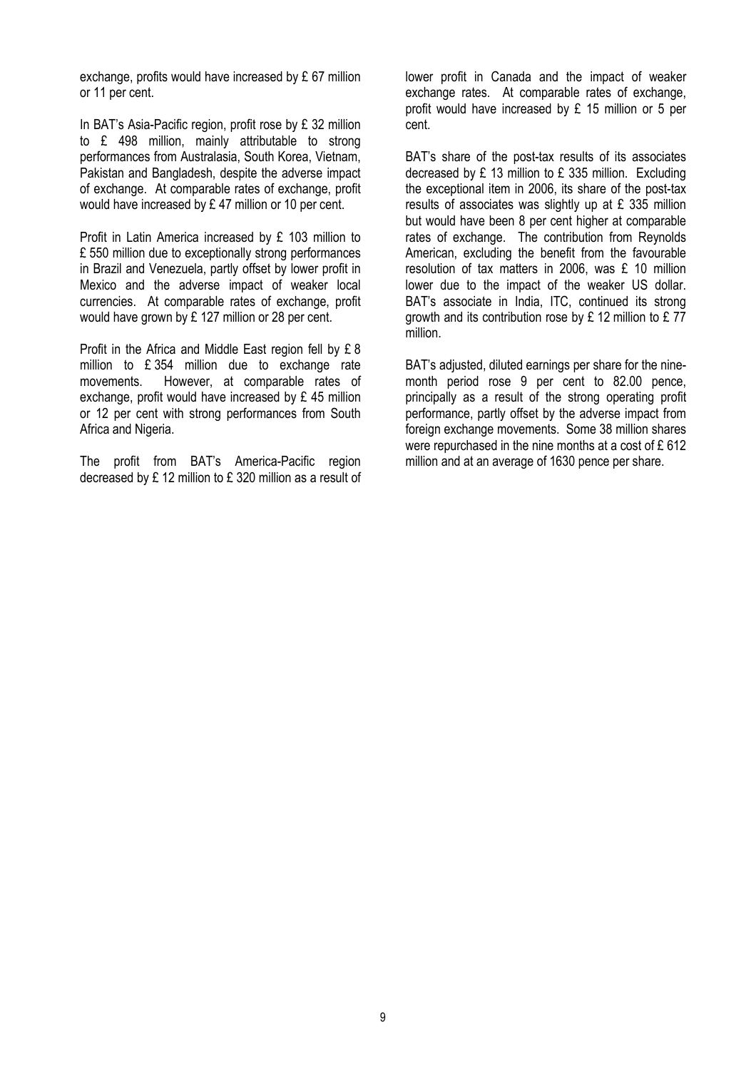exchange, profits would have increased by £ 67 million or 11 per cent.

In BAT's Asia-Pacific region, profit rose by £ 32 million to £ 498 million, mainly attributable to strong performances from Australasia, South Korea, Vietnam, Pakistan and Bangladesh, despite the adverse impact of exchange. At comparable rates of exchange, profit would have increased by £ 47 million or 10 per cent.

Profit in Latin America increased by £ 103 million to £ 550 million due to exceptionally strong performances in Brazil and Venezuela, partly offset by lower profit in Mexico and the adverse impact of weaker local currencies. At comparable rates of exchange, profit would have grown by £ 127 million or 28 per cent.

Profit in the Africa and Middle East region fell by £ 8 million to £ 354 million due to exchange rate movements. However, at comparable rates of exchange, profit would have increased by £ 45 million or 12 per cent with strong performances from South Africa and Nigeria.

The profit from BAT's America-Pacific region decreased by £ 12 million to £ 320 million as a result of lower profit in Canada and the impact of weaker exchange rates. At comparable rates of exchange, profit would have increased by £ 15 million or 5 per cent.

BAT's share of the post-tax results of its associates decreased by £ 13 million to £ 335 million. Excluding the exceptional item in 2006, its share of the post-tax results of associates was slightly up at £ 335 million but would have been 8 per cent higher at comparable rates of exchange. The contribution from Reynolds American, excluding the benefit from the favourable resolution of tax matters in 2006, was £ 10 million lower due to the impact of the weaker US dollar. BAT's associate in India, ITC, continued its strong growth and its contribution rose by £ 12 million to £ 77 million.

BAT's adjusted, diluted earnings per share for the nine-month period rose 9 per cent to 82.00 pence, principally as a result of the strong operating profit performance, partly offset by the adverse impact from foreign exchange movements. Some 38 million shares were repurchased in the nine months at a cost of £ 612 million and at an average of 1630 pence per share.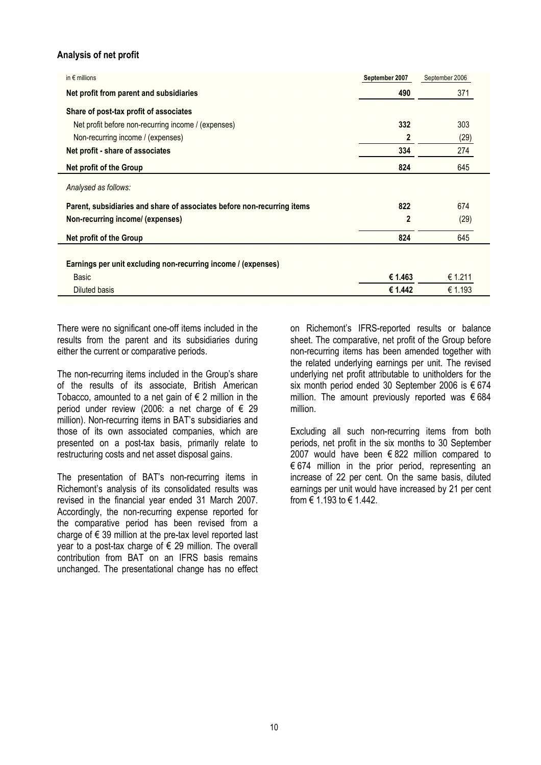### Analysis of net profit

| in € millions | September 2007 | September 2006 |
|---|---|---|
| **Net profit from parent and subsidiaries** | **490** | 371 |
| **Share of post-tax profit of associates** | | |
| Net profit before non-recurring income / (expenses) | **332** | 303 |
| Non-recurring income / (expenses) | **2** | (29) |
| **Net profit - share of associates** | **334** | 274 |
| **Net profit of the Group** | **824** | 645 |
| *Analysed as follows:* | | |
| **Parent, subsidiaries and share of associates before non-recurring items** | **822** | 674 |
| **Non-recurring income/ (expenses)** | **2** | (29) |
| **Net profit of the Group** | **824** | 645 |
| **Earnings per unit excluding non-recurring income / (expenses)** | | |
| Basic | **€ 1.463** | € 1.211 |
| Diluted basis | **€ 1.442** | € 1.193 |

There were no significant one-off items included in the results from the parent and its subsidiaries during either the current or comparative periods.

The non-recurring items included in the Group's share of the results of its associate, British American Tobacco, amounted to a net gain of € 2 million in the period under review (2006: a net charge of € 29 million). Non-recurring items in BAT's subsidiaries and those of its own associated companies, which are presented on a post-tax basis, primarily relate to restructuring costs and net asset disposal gains.

The presentation of BAT's non-recurring items in Richemont's analysis of its consolidated results was revised in the financial year ended 31 March 2007. Accordingly, the non-recurring expense reported for the comparative period has been revised from a charge of € 39 million at the pre-tax level reported last year to a post-tax charge of € 29 million. The overall contribution from BAT on an IFRS basis remains unchanged. The presentational change has no effect on Richemont's IFRS-reported results or balance sheet. The comparative, net profit of the Group before non-recurring items has been amended together with the related underlying earnings per unit. The revised underlying net profit attributable to unitholders for the six month period ended 30 September 2006 is € 674 million. The amount previously reported was € 684 million.

Excluding all such non-recurring items from both periods, net profit in the six months to 30 September 2007 would have been € 822 million compared to € 674 million in the prior period, representing an increase of 22 per cent. On the same basis, diluted earnings per unit would have increased by 21 per cent from € 1.193 to € 1.442.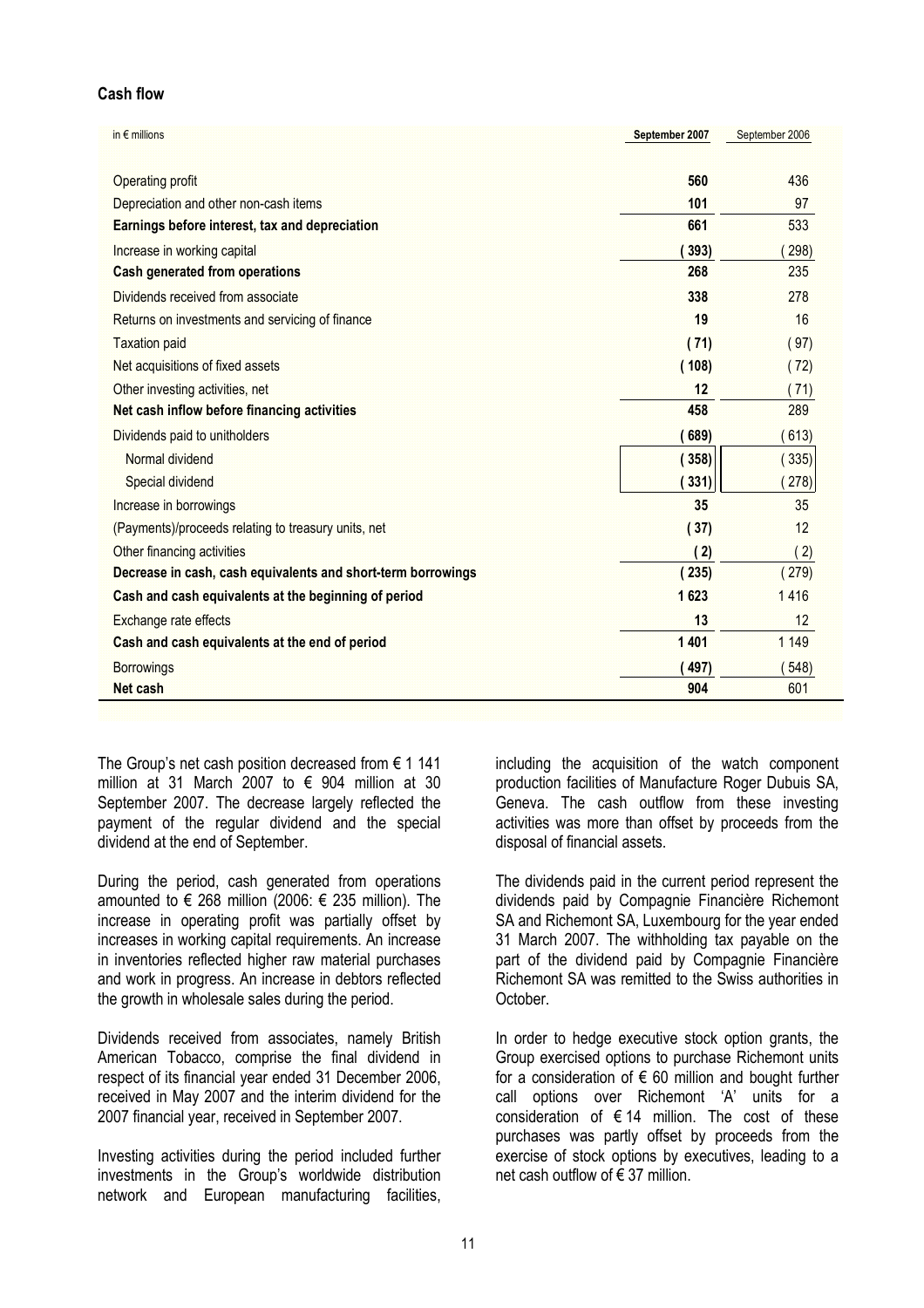## Cash flow

| in € millions | September 2007 | September 2006 |
|---|---|---|
| Operating profit | **560** | 436 |
| Depreciation and other non-cash items | **101** | 97 |
| **Earnings before interest, tax and depreciation** | **661** | 533 |
| Increase in working capital | **( 393)** | ( 298) |
| **Cash generated from operations** | **268** | 235 |
| Dividends received from associate | **338** | 278 |
| Returns on investments and servicing of finance | **19** | 16 |
| Taxation paid | **( 71)** | ( 97) |
| Net acquisitions of fixed assets | **( 108)** | ( 72) |
| Other investing activities, net | **12** | ( 71) |
| **Net cash inflow before financing activities** | **458** | 289 |
| Dividends paid to unitholders | **( 689)** | ( 613) |
| Normal dividend | **( 358)** | ( 335) |
| Special dividend | **( 331)** | ( 278) |
| Increase in borrowings | **35** | 35 |
| (Payments)/proceeds relating to treasury units, net | **( 37)** | 12 |
| Other financing activities | **( 2)** | ( 2) |
| **Decrease in cash, cash equivalents and short-term borrowings** | **( 235)** | ( 279) |
| **Cash and cash equivalents at the beginning of period** | **1 623** | 1 416 |
| Exchange rate effects | **13** | 12 |
| **Cash and cash equivalents at the end of period** | **1 401** | 1 149 |
| Borrowings | **( 497)** | ( 548) |
| **Net cash** | **904** | 601 |

The Group's net cash position decreased from € 1 141 million at 31 March 2007 to € 904 million at 30 September 2007. The decrease largely reflected the payment of the regular dividend and the special dividend at the end of September.

During the period, cash generated from operations amounted to € 268 million (2006: € 235 million). The increase in operating profit was partially offset by increases in working capital requirements. An increase in inventories reflected higher raw material purchases and work in progress. An increase in debtors reflected the growth in wholesale sales during the period.

Dividends received from associates, namely British American Tobacco, comprise the final dividend in respect of its financial year ended 31 December 2006, received in May 2007 and the interim dividend for the 2007 financial year, received in September 2007.

Investing activities during the period included further investments in the Group's worldwide distribution network and European manufacturing facilities, including the acquisition of the watch component production facilities of Manufacture Roger Dubuis SA, Geneva. The cash outflow from these investing activities was more than offset by proceeds from the disposal of financial assets.

The dividends paid in the current period represent the dividends paid by Compagnie Financière Richemont SA and Richemont SA, Luxembourg for the year ended 31 March 2007. The withholding tax payable on the part of the dividend paid by Compagnie Financière Richemont SA was remitted to the Swiss authorities in October.

In order to hedge executive stock option grants, the Group exercised options to purchase Richemont units for a consideration of € 60 million and bought further call options over Richemont 'A' units for a consideration of € 14 million. The cost of these purchases was partly offset by proceeds from the exercise of stock options by executives, leading to a net cash outflow of € 37 million.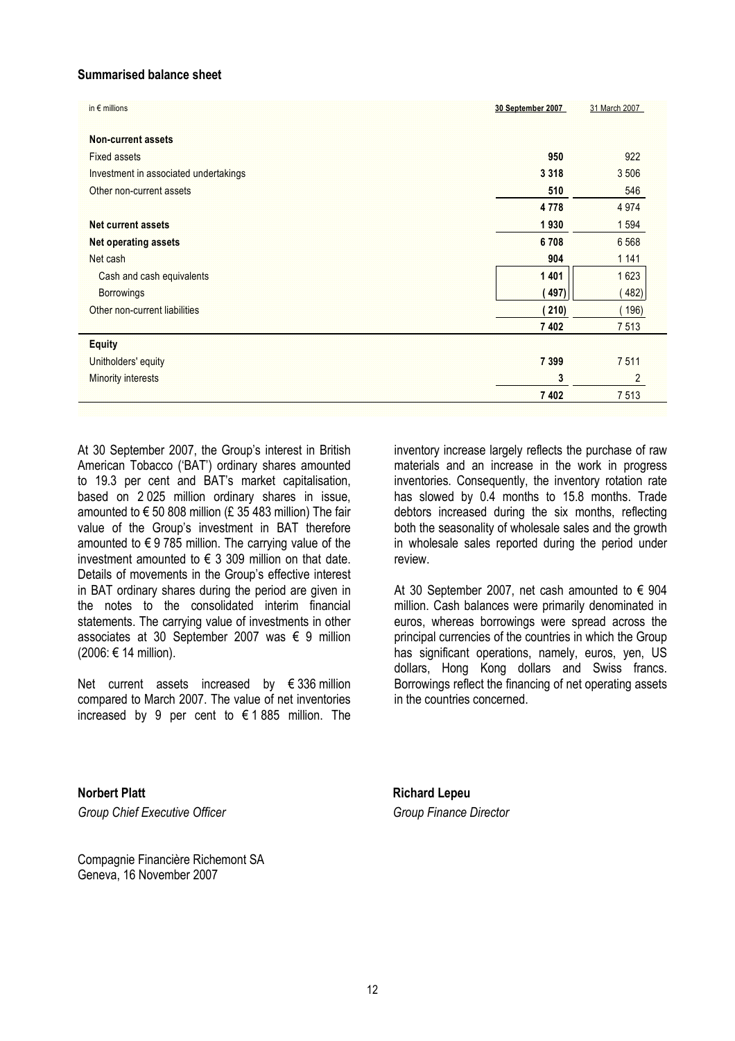## Summarised balance sheet

| in € millions | 30 September 2007 | 31 March 2007 |
|---|---|---|
| **Non-current assets** | | |
| Fixed assets | **950** | 922 |
| Investment in associated undertakings | **3 318** | 3 506 |
| Other non-current assets | **510** | 546 |
| | **4 778** | 4 974 |
| **Net current assets** | **1 930** | 1 594 |
| **Net operating assets** | **6 708** | 6 568 |
| Net cash | **904** | 1 141 |
| Cash and cash equivalents | **1 401** | 1 623 |
| Borrowings | **( 497)** | ( 482) |
| Other non-current liabilities | **( 210)** | ( 196) |
| | **7 402** | 7 513 |
| **Equity** | | |
| Unitholders' equity | **7 399** | 7 511 |
| Minority interests | **3** | 2 |
| | **7 402** | 7 513 |

At 30 September 2007, the Group's interest in British American Tobacco ('BAT') ordinary shares amounted to 19.3 per cent and BAT's market capitalisation, based on 2 025 million ordinary shares in issue, amounted to € 50 808 million (£ 35 483 million) The fair value of the Group's investment in BAT therefore amounted to € 9 785 million. The carrying value of the investment amounted to € 3 309 million on that date. Details of movements in the Group's effective interest in BAT ordinary shares during the period are given in the notes to the consolidated interim financial statements. The carrying value of investments in other associates at 30 September 2007 was € 9 million (2006: € 14 million).

Net current assets increased by € 336 million compared to March 2007. The value of net inventories increased by 9 per cent to € 1 885 million. The inventory increase largely reflects the purchase of raw materials and an increase in the work in progress inventories. Consequently, the inventory rotation rate has slowed by 0.4 months to 15.8 months. Trade debtors increased during the six months, reflecting both the seasonality of wholesale sales and the growth in wholesale sales reported during the period under review.

At 30 September 2007, net cash amounted to € 904 million. Cash balances were primarily denominated in euros, whereas borrowings were spread across the principal currencies of the countries in which the Group has significant operations, namely, euros, yen, US dollars, Hong Kong dollars and Swiss francs. Borrowings reflect the financing of net operating assets in the countries concerned.

**Norbert Platt**
*Group Chief Executive Officer*

**Richard Lepeu**
*Group Finance Director*

Compagnie Financière Richemont SA
Geneva, 16 November 2007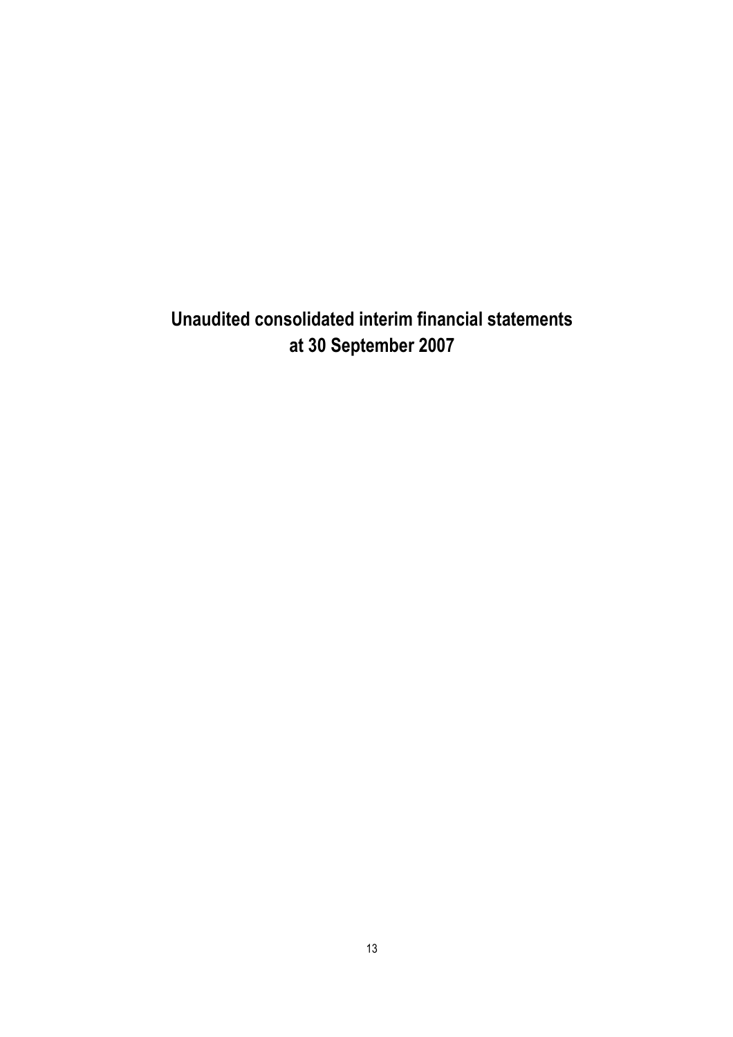# Unaudited consolidated interim financial statements at 30 September 2007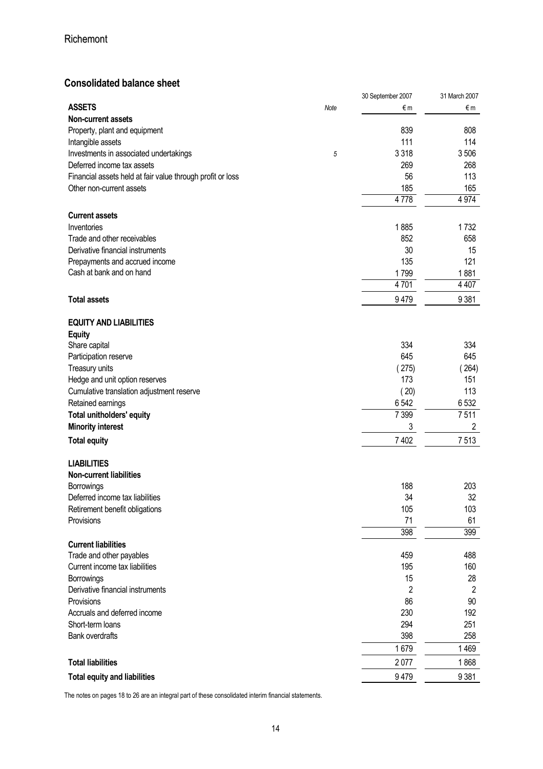# Consolidated balance sheet

| ASSETS | Note | 30 September 2007 €m | 31 March 2007 €m |
|---|---|---|---|
| **Non-current assets** | | | |
| Property, plant and equipment | | 839 | 808 |
| Intangible assets | | 111 | 114 |
| Investments in associated undertakings | *5* | 3 318 | 3 506 |
| Deferred income tax assets | | 269 | 268 |
| Financial assets held at fair value through profit or loss | | 56 | 113 |
| Other non-current assets | | 185 | 165 |
| | | 4 778 | 4 974 |
| **Current assets** | | | |
| Inventories | | 1 885 | 1 732 |
| Trade and other receivables | | 852 | 658 |
| Derivative financial instruments | | 30 | 15 |
| Prepayments and accrued income | | 135 | 121 |
| Cash at bank and on hand | | 1 799 | 1 881 |
| | | 4 701 | 4 407 |
| **Total assets** | | 9 479 | 9 381 |
| **EQUITY AND LIABILITIES** | | | |
| **Equity** | | | |
| Share capital | | 334 | 334 |
| Participation reserve | | 645 | 645 |
| Treasury units | | ( 275) | ( 264) |
| Hedge and unit option reserves | | 173 | 151 |
| Cumulative translation adjustment reserve | | ( 20) | 113 |
| Retained earnings | | 6 542 | 6 532 |
| **Total unitholders' equity** | | 7 399 | 7 511 |
| **Minority interest** | | 3 | 2 |
| **Total equity** | | 7 402 | 7 513 |
| **LIABILITIES** | | | |
| **Non-current liabilities** | | | |
| Borrowings | | 188 | 203 |
| Deferred income tax liabilities | | 34 | 32 |
| Retirement benefit obligations | | 105 | 103 |
| Provisions | | 71 | 61 |
| | | 398 | 399 |
| **Current liabilities** | | | |
| Trade and other payables | | 459 | 488 |
| Current income tax liabilities | | 195 | 160 |
| Borrowings | | 15 | 28 |
| Derivative financial instruments | | 2 | 2 |
| Provisions | | 86 | 90 |
| Accruals and deferred income | | 230 | 192 |
| Short-term loans | | 294 | 251 |
| Bank overdrafts | | 398 | 258 |
| | | 1 679 | 1 469 |
| **Total liabilities** | | 2 077 | 1 868 |
| **Total equity and liabilities** | | 9 479 | 9 381 |

The notes on pages 18 to 26 are an integral part of these consolidated interim financial statements.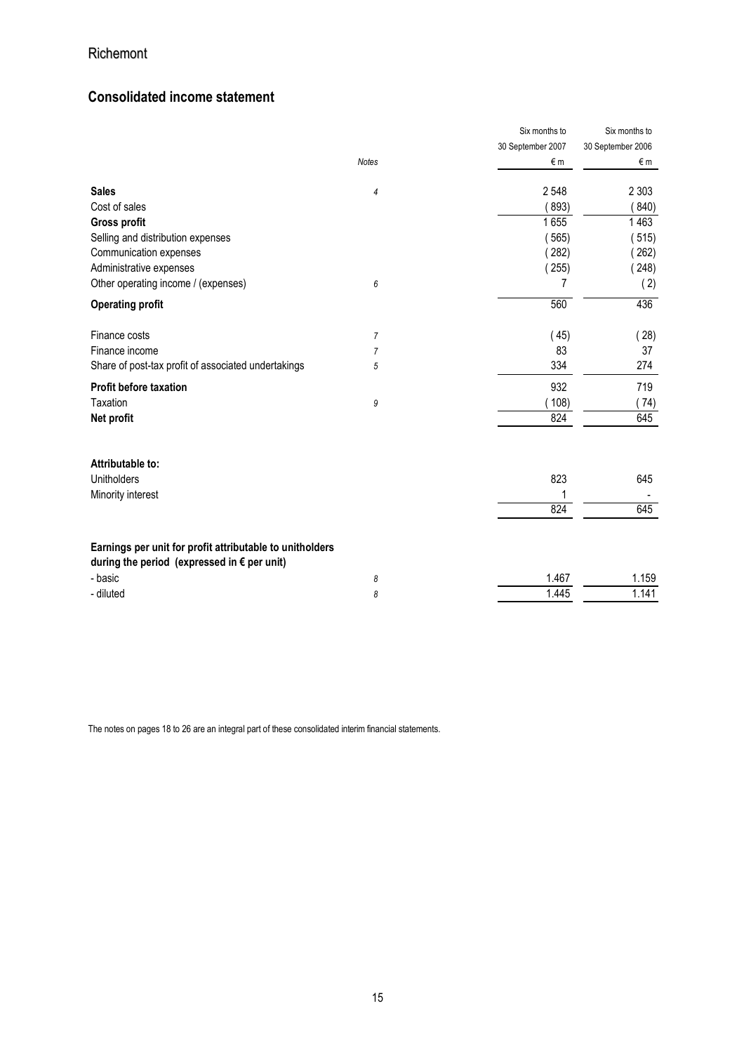## Consolidated income statement

| | Notes | Six months to 30 September 2007 €m | Six months to 30 September 2006 €m |
|---|---|---|---|
| **Sales** | *4* | 2 548 | 2 303 |
| Cost of sales | | ( 893) | ( 840) |
| **Gross profit** | | 1 655 | 1 463 |
| Selling and distribution expenses | | ( 565) | ( 515) |
| Communication expenses | | ( 282) | ( 262) |
| Administrative expenses | | ( 255) | ( 248) |
| Other operating income / (expenses) | *6* | 7 | ( 2) |
| **Operating profit** | | 560 | 436 |
| Finance costs | *7* | ( 45) | ( 28) |
| Finance income | *7* | 83 | 37 |
| Share of post-tax profit of associated undertakings | *5* | 334 | 274 |
| **Profit before taxation** | | 932 | 719 |
| Taxation | *9* | ( 108) | ( 74) |
| **Net profit** | | 824 | 645 |
| | | | |
| **Attributable to:** | | | |
| Unitholders | | 823 | 645 |
| Minority interest | | 1 | - |
| | | 824 | 645 |
| | | | |
| **Earnings per unit for profit attributable to unitholders during the period (expressed in € per unit)** | | | |
| - basic | *8* | 1.467 | 1.159 |
| - diluted | *8* | 1.445 | 1.141 |

The notes on pages 18 to 26 are an integral part of these consolidated interim financial statements.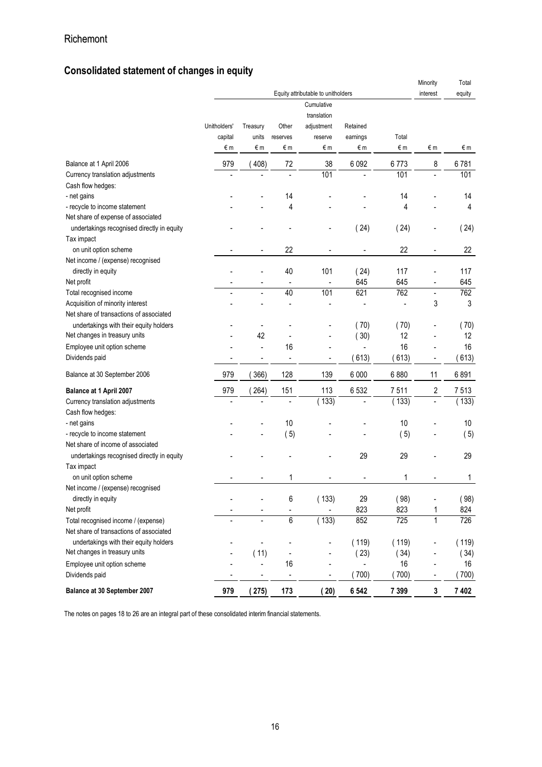## Consolidated statement of changes in equity

| | Equity attributable to unitholders | | | | | | Minority interest | Total equity |
|---|---|---|---|---|---|---|---|---|
| | Unitholders' capital | Treasury units | Other reserves | Cumulative translation adjustment reserve | Retained earnings | Total | | |
| | € m | € m | € m | € m | € m | € m | € m | € m |
| Balance at 1 April 2006 | 979 | ( 408) | 72 | 38 | 6 092 | 6 773 | 8 | 6 781 |
| Currency translation adjustments | - | - | - | 101 | - | 101 | - | 101 |
| Cash flow hedges: | | | | | | | | |
| - net gains | - | - | 14 | - | - | 14 | - | 14 |
| - recycle to income statement | - | - | 4 | - | - | 4 | - | 4 |
| Net share of expense of associated undertakings recognised directly in equity | - | - | - | - | ( 24) | ( 24) | - | ( 24) |
| Tax impact on unit option scheme | - | - | 22 | - | - | 22 | - | 22 |
| Net income / (expense) recognised directly in equity | - | - | 40 | 101 | ( 24) | 117 | - | 117 |
| Net profit | - | - | - | - | 645 | 645 | - | 645 |
| Total recognised income | - | - | 40 | 101 | 621 | 762 | - | 762 |
| Acquisition of minority interest | - | - | - | - | - | - | 3 | 3 |
| Net share of transactions of associated undertakings with their equity holders | - | - | - | - | ( 70) | ( 70) | - | ( 70) |
| Net changes in treasury units | - | 42 | - | - | ( 30) | 12 | - | 12 |
| Employee unit option scheme | - | - | 16 | - | - | 16 | - | 16 |
| Dividends paid | - | - | - | - | ( 613) | ( 613) | - | ( 613) |
| Balance at 30 September 2006 | 979 | ( 366) | 128 | 139 | 6 000 | 6 880 | 11 | 6 891 |
| **Balance at 1 April 2007** | 979 | ( 264) | 151 | 113 | 6 532 | 7 511 | 2 | 7 513 |
| Currency translation adjustments | - | - | - | ( 133) | - | ( 133) | - | ( 133) |
| Cash flow hedges: | | | | | | | | |
| - net gains | - | - | 10 | - | - | 10 | - | 10 |
| - recycle to income statement | - | - | ( 5) | - | - | ( 5) | - | ( 5) |
| Net share of income of associated undertakings recognised directly in equity | - | - | - | - | 29 | 29 | - | 29 |
| Tax impact on unit option scheme | - | - | 1 | - | - | 1 | - | 1 |
| Net income / (expense) recognised directly in equity | - | - | 6 | ( 133) | 29 | ( 98) | - | ( 98) |
| Net profit | - | - | - | - | 823 | 823 | 1 | 824 |
| Total recognised income / (expense) | - | - | 6 | ( 133) | 852 | 725 | 1 | 726 |
| Net share of transactions of associated undertakings with their equity holders | - | - | - | - | ( 119) | ( 119) | - | ( 119) |
| Net changes in treasury units | - | ( 11) | - | - | ( 23) | ( 34) | - | ( 34) |
| Employee unit option scheme | - | - | 16 | - | - | 16 | - | 16 |
| Dividends paid | - | - | - | - | ( 700) | ( 700) | - | ( 700) |
| **Balance at 30 September 2007** | **979** | **( 275)** | **173** | **( 20)** | **6 542** | **7 399** | **3** | **7 402** |

The notes on pages 18 to 26 are an integral part of these consolidated interim financial statements.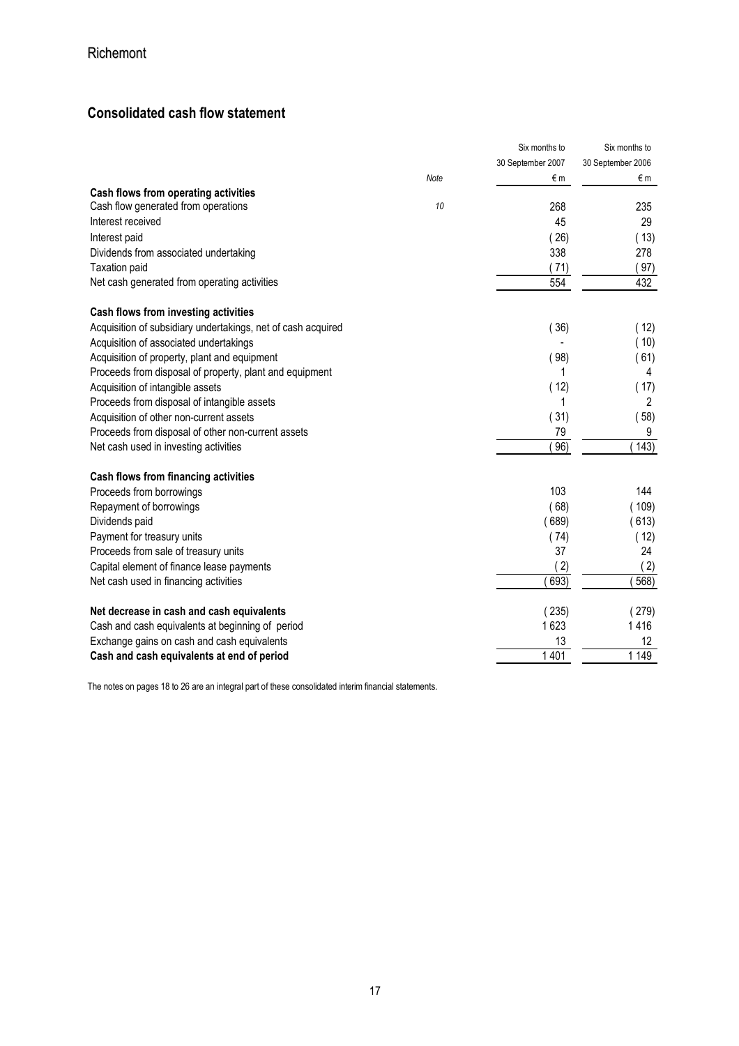Richemont

## Consolidated cash flow statement

| | Note | Six months to 30 September 2007 € m | Six months to 30 September 2006 € m |
|---|---|---|---|
| **Cash flows from operating activities** | | | |
| Cash flow generated from operations | 10 | 268 | 235 |
| Interest received | | 45 | 29 |
| Interest paid | | ( 26) | ( 13) |
| Dividends from associated undertaking | | 338 | 278 |
| Taxation paid | | ( 71) | ( 97) |
| Net cash generated from operating activities | | 554 | 432 |
| | | | |
| **Cash flows from investing activities** | | | |
| Acquisition of subsidiary undertakings, net of cash acquired | | ( 36) | ( 12) |
| Acquisition of associated undertakings | | - | ( 10) |
| Acquisition of property, plant and equipment | | ( 98) | ( 61) |
| Proceeds from disposal of property, plant and equipment | | 1 | 4 |
| Acquisition of intangible assets | | ( 12) | ( 17) |
| Proceeds from disposal of intangible assets | | 1 | 2 |
| Acquisition of other non-current assets | | ( 31) | ( 58) |
| Proceeds from disposal of other non-current assets | | 79 | 9 |
| Net cash used in investing activities | | ( 96) | ( 143) |
| | | | |
| **Cash flows from financing activities** | | | |
| Proceeds from borrowings | | 103 | 144 |
| Repayment of borrowings | | ( 68) | ( 109) |
| Dividends paid | | ( 689) | ( 613) |
| Payment for treasury units | | ( 74) | ( 12) |
| Proceeds from sale of treasury units | | 37 | 24 |
| Capital element of finance lease payments | | ( 2) | ( 2) |
| Net cash used in financing activities | | ( 693) | ( 568) |
| | | | |
| **Net decrease in cash and cash equivalents** | | ( 235) | ( 279) |
| Cash and cash equivalents at beginning of period | | 1 623 | 1 416 |
| Exchange gains on cash and cash equivalents | | 13 | 12 |
| **Cash and cash equivalents at end of period** | | 1 401 | 1 149 |

The notes on pages 18 to 26 are an integral part of these consolidated interim financial statements.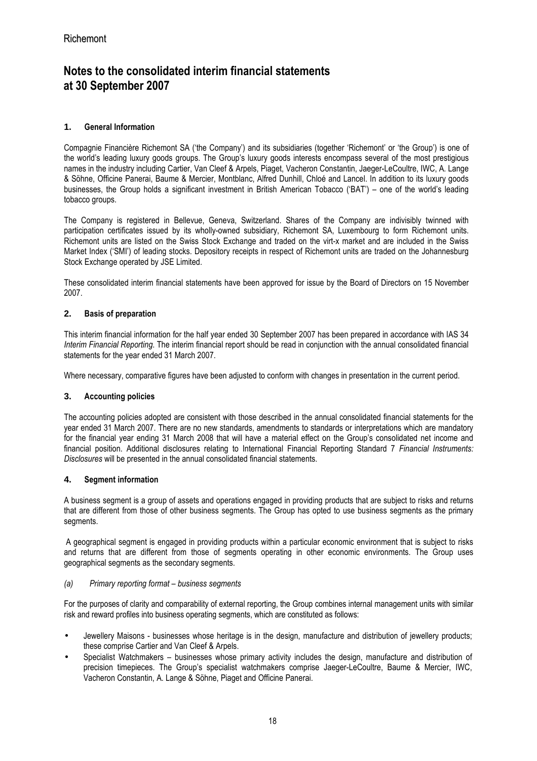# Notes to the consolidated interim financial statements at 30 September 2007

### 1. General Information

Compagnie Financière Richemont SA ('the Company') and its subsidiaries (together 'Richemont' or 'the Group') is one of the world's leading luxury goods groups. The Group's luxury goods interests encompass several of the most prestigious names in the industry including Cartier, Van Cleef & Arpels, Piaget, Vacheron Constantin, Jaeger-LeCoultre, IWC, A. Lange & Söhne, Officine Panerai, Baume & Mercier, Montblanc, Alfred Dunhill, Chloé and Lancel. In addition to its luxury goods businesses, the Group holds a significant investment in British American Tobacco ('BAT') – one of the world's leading tobacco groups.

The Company is registered in Bellevue, Geneva, Switzerland. Shares of the Company are indivisibly twinned with participation certificates issued by its wholly-owned subsidiary, Richemont SA, Luxembourg to form Richemont units. Richemont units are listed on the Swiss Stock Exchange and traded on the virt-x market and are included in the Swiss Market Index ('SMI') of leading stocks. Depository receipts in respect of Richemont units are traded on the Johannesburg Stock Exchange operated by JSE Limited.

These consolidated interim financial statements have been approved for issue by the Board of Directors on 15 November 2007.

### 2. Basis of preparation

This interim financial information for the half year ended 30 September 2007 has been prepared in accordance with IAS 34 *Interim Financial Reporting*. The interim financial report should be read in conjunction with the annual consolidated financial statements for the year ended 31 March 2007.

Where necessary, comparative figures have been adjusted to conform with changes in presentation in the current period.

### 3. Accounting policies

The accounting policies adopted are consistent with those described in the annual consolidated financial statements for the year ended 31 March 2007. There are no new standards, amendments to standards or interpretations which are mandatory for the financial year ending 31 March 2008 that will have a material effect on the Group's consolidated net income and financial position. Additional disclosures relating to International Financial Reporting Standard 7 *Financial Instruments: Disclosures* will be presented in the annual consolidated financial statements.

### 4. Segment information

A business segment is a group of assets and operations engaged in providing products that are subject to risks and returns that are different from those of other business segments. The Group has opted to use business segments as the primary segments.

A geographical segment is engaged in providing products within a particular economic environment that is subject to risks and returns that are different from those of segments operating in other economic environments. The Group uses geographical segments as the secondary segments.

*(a) Primary reporting format – business segments*

For the purposes of clarity and comparability of external reporting, the Group combines internal management units with similar risk and reward profiles into business operating segments, which are constituted as follows:

- Jewellery Maisons - businesses whose heritage is in the design, manufacture and distribution of jewellery products; these comprise Cartier and Van Cleef & Arpels.
- Specialist Watchmakers – businesses whose primary activity includes the design, manufacture and distribution of precision timepieces. The Group's specialist watchmakers comprise Jaeger-LeCoultre, Baume & Mercier, IWC, Vacheron Constantin, A. Lange & Söhne, Piaget and Officine Panerai.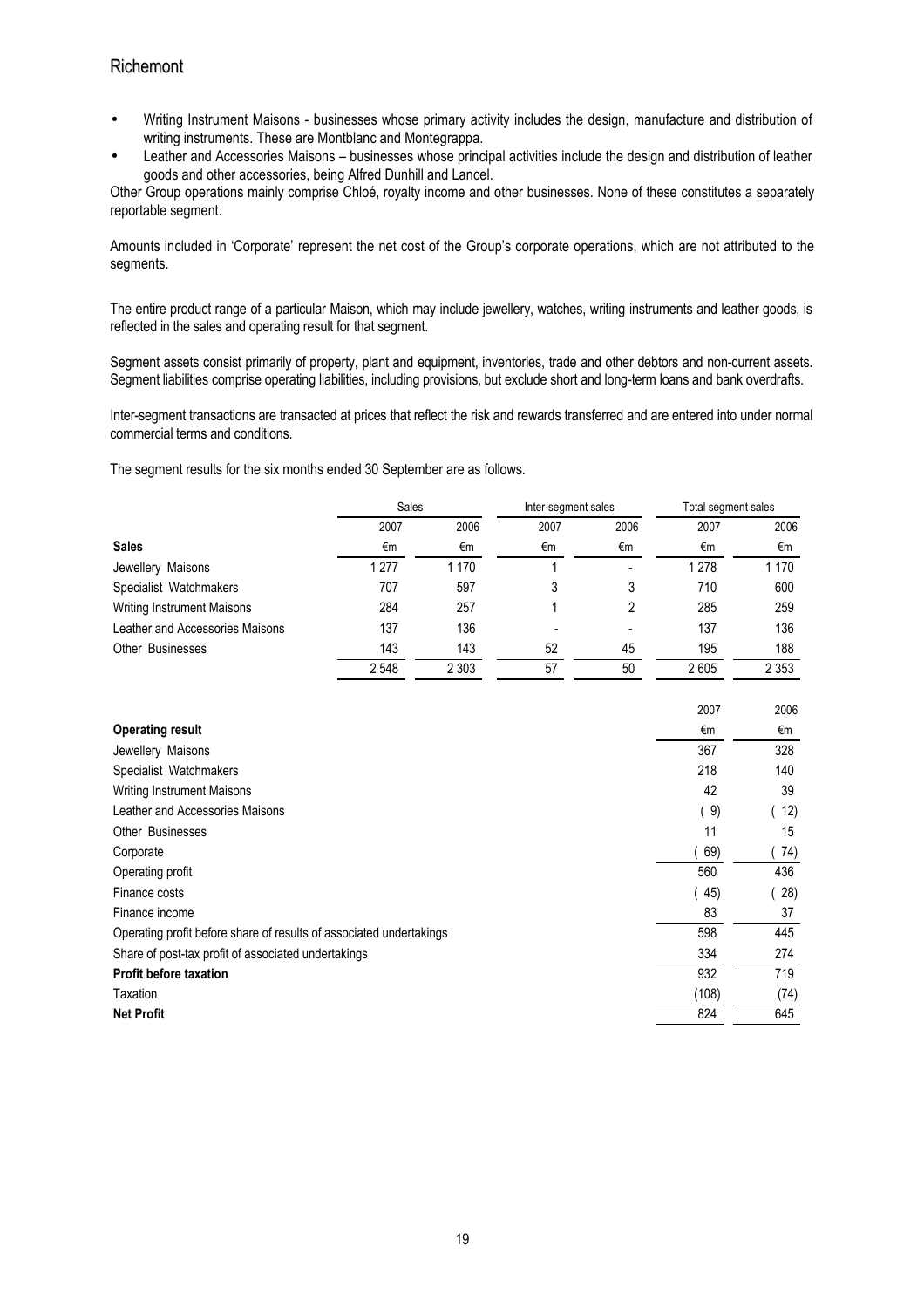- Writing Instrument Maisons - businesses whose primary activity includes the design, manufacture and distribution of writing instruments. These are Montblanc and Montegrappa.
- Leather and Accessories Maisons – businesses whose principal activities include the design and distribution of leather goods and other accessories, being Alfred Dunhill and Lancel.

Other Group operations mainly comprise Chloé, royalty income and other businesses. None of these constitutes a separately reportable segment.

Amounts included in 'Corporate' represent the net cost of the Group's corporate operations, which are not attributed to the segments.

The entire product range of a particular Maison, which may include jewellery, watches, writing instruments and leather goods, is reflected in the sales and operating result for that segment.

Segment assets consist primarily of property, plant and equipment, inventories, trade and other debtors and non-current assets. Segment liabilities comprise operating liabilities, including provisions, but exclude short and long-term loans and bank overdrafts.

Inter-segment transactions are transacted at prices that reflect the risk and rewards transferred and are entered into under normal commercial terms and conditions.

The segment results for the six months ended 30 September are as follows.

| | Sales | | Inter-segment sales | | Total segment sales | |
|---|---|---|---|---|---|---|
| | 2007 | 2006 | 2007 | 2006 | 2007 | 2006 |
| **Sales** | €m | €m | €m | €m | €m | €m |
| Jewellery Maisons | 1 277 | 1 170 | 1 | - | 1 278 | 1 170 |
| Specialist Watchmakers | 707 | 597 | 3 | 3 | 710 | 600 |
| Writing Instrument Maisons | 284 | 257 | 1 | 2 | 285 | 259 |
| Leather and Accessories Maisons | 137 | 136 | - | - | 137 | 136 |
| Other Businesses | 143 | 143 | 52 | 45 | 195 | 188 |
| | 2 548 | 2 303 | 57 | 50 | 2 605 | 2 353 |

| | 2007 | 2006 |
|---|---|---|
| **Operating result** | €m | €m |
| Jewellery Maisons | 367 | 328 |
| Specialist Watchmakers | 218 | 140 |
| Writing Instrument Maisons | 42 | 39 |
| Leather and Accessories Maisons | ( 9) | ( 12) |
| Other Businesses | 11 | 15 |
| Corporate | ( 69) | ( 74) |
| Operating profit | 560 | 436 |
| Finance costs | ( 45) | ( 28) |
| Finance income | 83 | 37 |
| Operating profit before share of results of associated undertakings | 598 | 445 |
| Share of post-tax profit of associated undertakings | 334 | 274 |
| **Profit before taxation** | 932 | 719 |
| Taxation | (108) | (74) |
| **Net Profit** | 824 | 645 |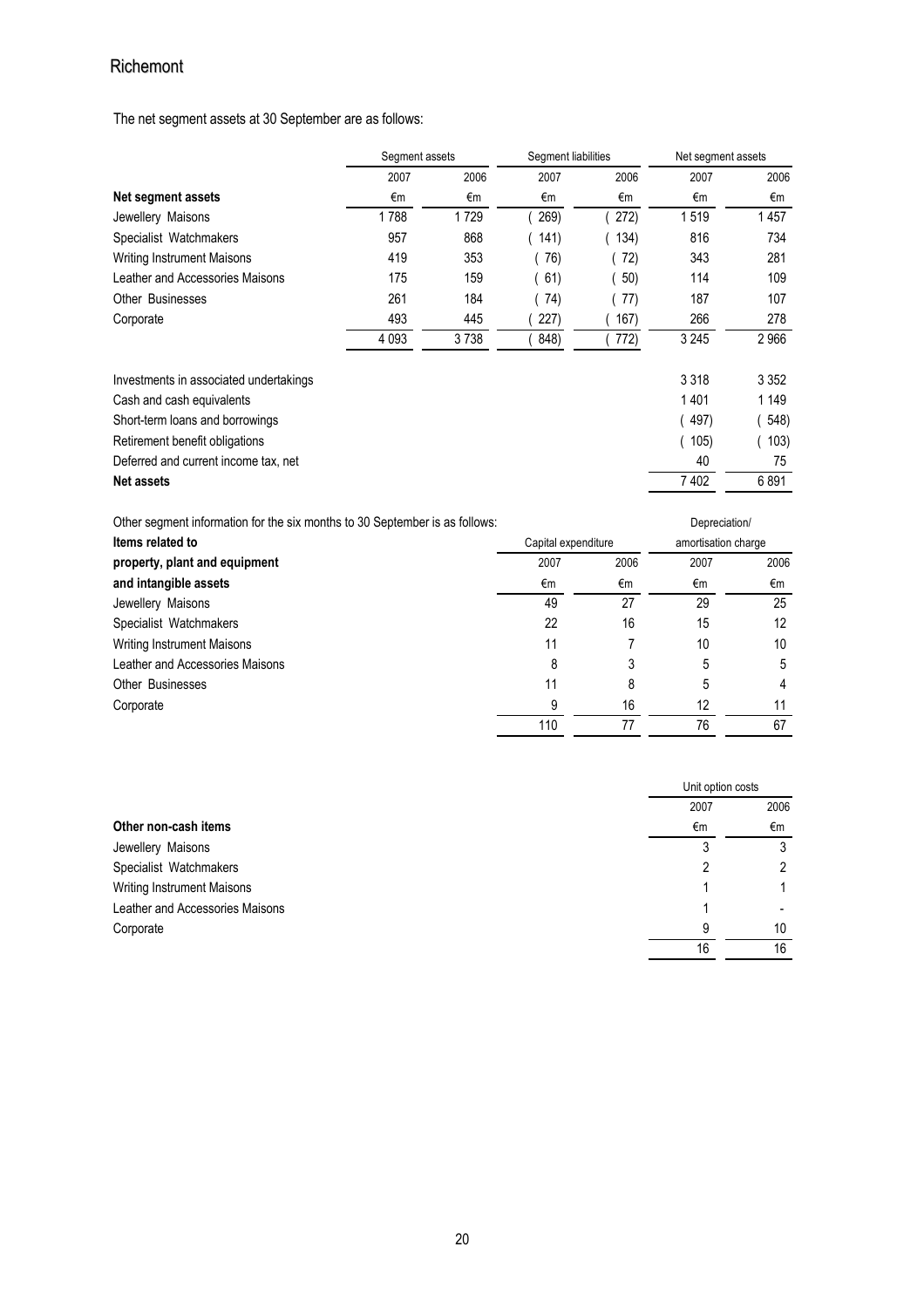The net segment assets at 30 September are as follows:

| | Segment assets | | Segment liabilities | | Net segment assets | |
|---|---|---|---|---|---|---|
| | 2007 | 2006 | 2007 | 2006 | 2007 | 2006 |
| **Net segment assets** | €m | €m | €m | €m | €m | €m |
| Jewellery Maisons | 1 788 | 1 729 | ( 269) | ( 272) | 1 519 | 1 457 |
| Specialist Watchmakers | 957 | 868 | ( 141) | ( 134) | 816 | 734 |
| Writing Instrument Maisons | 419 | 353 | ( 76) | ( 72) | 343 | 281 |
| Leather and Accessories Maisons | 175 | 159 | ( 61) | ( 50) | 114 | 109 |
| Other Businesses | 261 | 184 | ( 74) | ( 77) | 187 | 107 |
| Corporate | 493 | 445 | ( 227) | ( 167) | 266 | 278 |
| | 4 093 | 3 738 | ( 848) | ( 772) | 3 245 | 2 966 |
| Investments in associated undertakings | | | | | 3 318 | 3 352 |
| Cash and cash equivalents | | | | | 1 401 | 1 149 |
| Short-term loans and borrowings | | | | | ( 497) | ( 548) |
| Retirement benefit obligations | | | | | ( 105) | ( 103) |
| Deferred and current income tax, net | | | | | 40 | 75 |
| **Net assets** | | | | | 7 402 | 6 891 |

Other segment information for the six months to 30 September is as follows:

| **Items related to property, plant and equipment and intangible assets** | Capital expenditure | | Depreciation/ amortisation charge | |
|---|---|---|---|---|
| | 2007 | 2006 | 2007 | 2006 |
| | €m | €m | €m | €m |
| Jewellery Maisons | 49 | 27 | 29 | 25 |
| Specialist Watchmakers | 22 | 16 | 15 | 12 |
| Writing Instrument Maisons | 11 | 7 | 10 | 10 |
| Leather and Accessories Maisons | 8 | 3 | 5 | 5 |
| Other Businesses | 11 | 8 | 5 | 4 |
| Corporate | 9 | 16 | 12 | 11 |
| | 110 | 77 | 76 | 67 |

| | Unit option costs | |
|---|---|---|
| | 2007 | 2006 |
| **Other non-cash items** | €m | €m |
| Jewellery Maisons | 3 | 3 |
| Specialist Watchmakers | 2 | 2 |
| Writing Instrument Maisons | 1 | 1 |
| Leather and Accessories Maisons | 1 | - |
| Corporate | 9 | 10 |
| | 16 | 16 |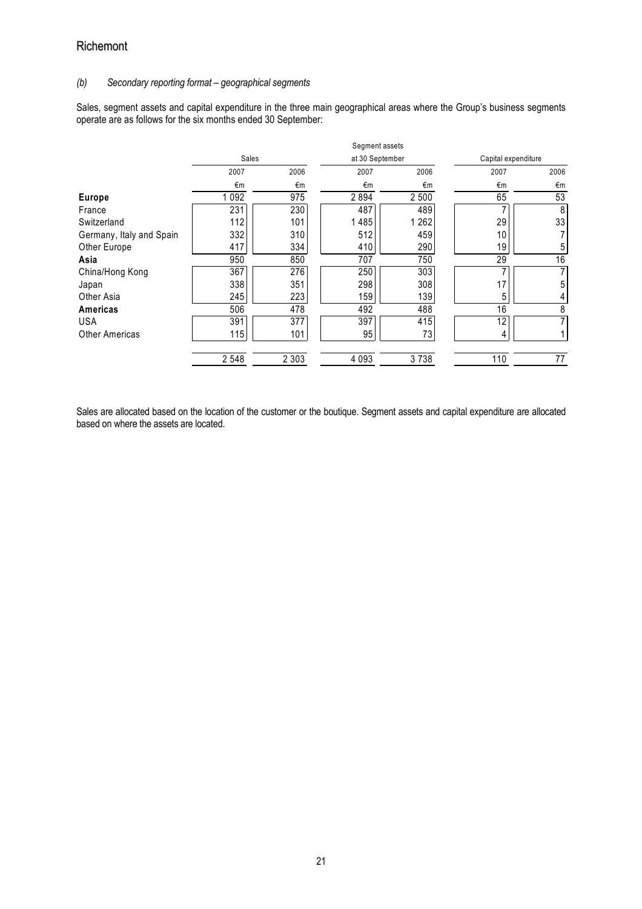*(b) Secondary reporting format – geographical segments*

Sales, segment assets and capital expenditure in the three main geographical areas where the Group's business segments operate are as follows for the six months ended 30 September:

| | Sales | | Segment assets at 30 September | | Capital expenditure | |
|---|---|---|---|---|---|---|
| | 2007 | 2006 | 2007 | 2006 | 2007 | 2006 |
| | €m | €m | €m | €m | €m | €m |
| **Europe** | 1 092 | 975 | 2 894 | 2 500 | 65 | 53 |
| France | 231 | 230 | 487 | 489 | 7 | 8 |
| Switzerland | 112 | 101 | 1 485 | 1 262 | 29 | 33 |
| Germany, Italy and Spain | 332 | 310 | 512 | 459 | 10 | 7 |
| Other Europe | 417 | 334 | 410 | 290 | 19 | 5 |
| **Asia** | 950 | 850 | 707 | 750 | 29 | 16 |
| China/Hong Kong | 367 | 276 | 250 | 303 | 7 | 7 |
| Japan | 338 | 351 | 298 | 308 | 17 | 5 |
| Other Asia | 245 | 223 | 159 | 139 | 5 | 4 |
| **Americas** | 506 | 478 | 492 | 488 | 16 | 8 |
| USA | 391 | 377 | 397 | 415 | 12 | 7 |
| Other Americas | 115 | 101 | 95 | 73 | 4 | 1 |
| | 2 548 | 2 303 | 4 093 | 3 738 | 110 | 77 |

Sales are allocated based on the location of the customer or the boutique. Segment assets and capital expenditure are allocated based on where the assets are located.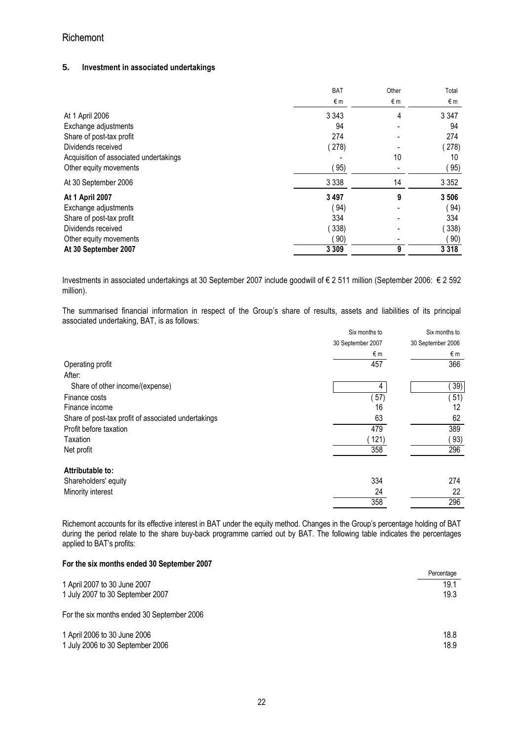## 5. Investment in associated undertakings

| | BAT | Other | Total |
|---|---|---|---|
| | € m | € m | € m |
| At 1 April 2006 | 3 343 | 4 | 3 347 |
| Exchange adjustments | 94 | - | 94 |
| Share of post-tax profit | 274 | - | 274 |
| Dividends received | ( 278) | - | ( 278) |
| Acquisition of associated undertakings | - | 10 | 10 |
| Other equity movements | ( 95) | - | ( 95) |
| At 30 September 2006 | 3 338 | 14 | 3 352 |
| **At 1 April 2007** | **3 497** | **9** | **3 506** |
| Exchange adjustments | ( 94) | - | ( 94) |
| Share of post-tax profit | 334 | - | 334 |
| Dividends received | ( 338) | - | ( 338) |
| Other equity movements | ( 90) | - | ( 90) |
| **At 30 September 2007** | **3 309** | **9** | **3 318** |

Investments in associated undertakings at 30 September 2007 include goodwill of € 2 511 million (September 2006: € 2 592 million).

The summarised financial information in respect of the Group's share of results, assets and liabilities of its principal associated undertaking, BAT, is as follows:

| | Six months to 30 September 2007 | Six months to 30 September 2006 |
|---|---|---|
| | € m | € m |
| Operating profit | 457 | 366 |
| After: | | |
| Share of other income/(expense) | 4 | ( 39) |
| Finance costs | ( 57) | ( 51) |
| Finance income | 16 | 12 |
| Share of post-tax profit of associated undertakings | 63 | 62 |
| Profit before taxation | 479 | 389 |
| Taxation | ( 121) | ( 93) |
| Net profit | 358 | 296 |
| **Attributable to:** | | |
| Shareholders' equity | 334 | 274 |
| Minority interest | 24 | 22 |
| | 358 | 296 |

Richemont accounts for its effective interest in BAT under the equity method. Changes in the Group's percentage holding of BAT during the period relate to the share buy-back programme carried out by BAT. The following table indicates the percentages applied to BAT's profits:

**For the six months ended 30 September 2007**

| | Percentage |
|---|---|
| 1 April 2007 to 30 June 2007 | 19.1 |
| 1 July 2007 to 30 September 2007 | 19.3 |

For the six months ended 30 September 2006

| | |
|---|---|
| 1 April 2006 to 30 June 2006 | 18.8 |
| 1 July 2006 to 30 September 2006 | 18.9 |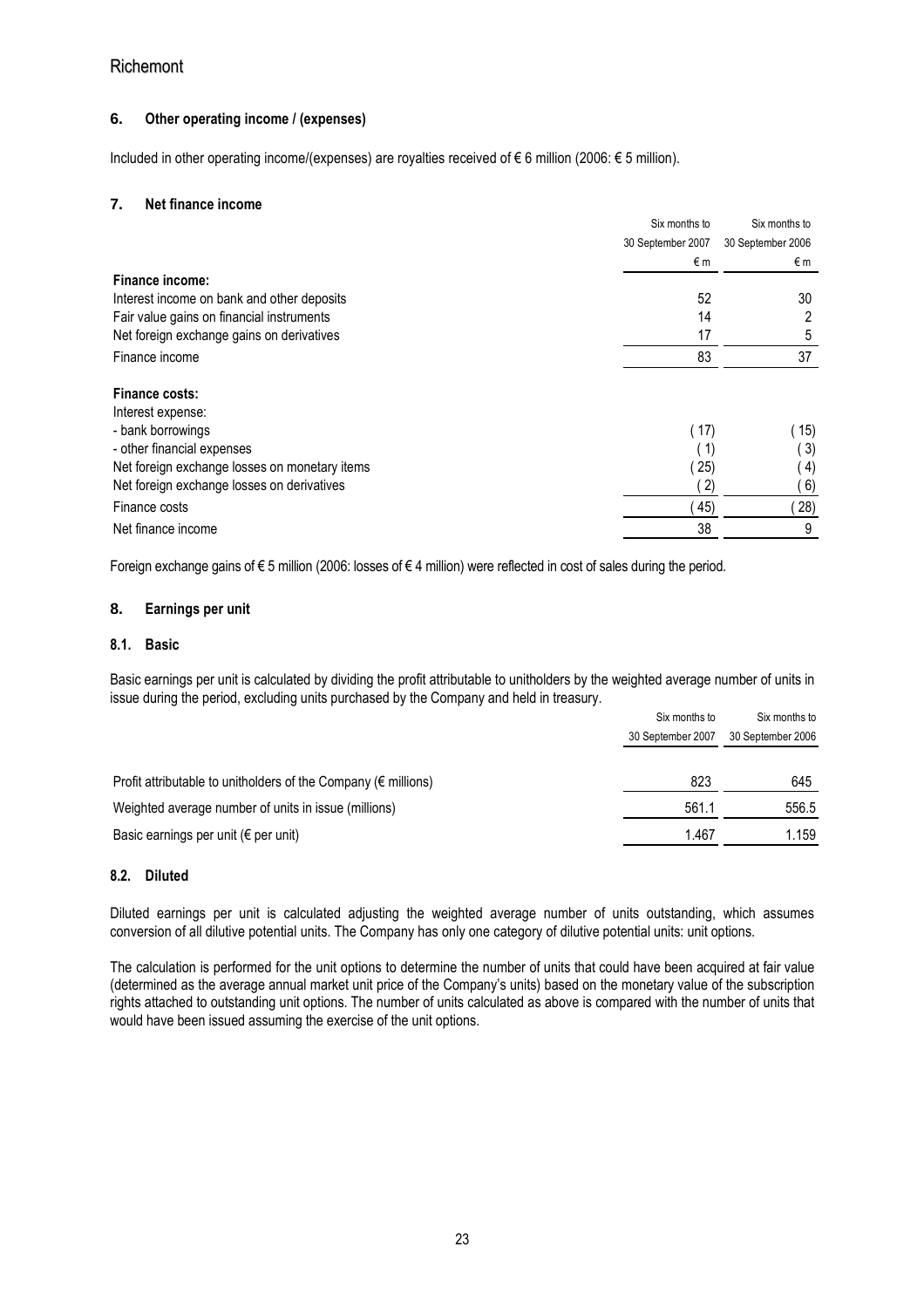## 6. Other operating income / (expenses)

Included in other operating income/(expenses) are royalties received of € 6 million (2006: € 5 million).

## 7. Net finance income

| | Six months to 30 September 2007 | Six months to 30 September 2006 |
|---|---|---|
| | € m | € m |
| **Finance income:** | | |
| Interest income on bank and other deposits | 52 | 30 |
| Fair value gains on financial instruments | 14 | 2 |
| Net foreign exchange gains on derivatives | 17 | 5 |
| Finance income | 83 | 37 |
| **Finance costs:** | | |
| Interest expense: | | |
| - bank borrowings | ( 17) | ( 15) |
| - other financial expenses | ( 1) | ( 3) |
| Net foreign exchange losses on monetary items | ( 25) | ( 4) |
| Net foreign exchange losses on derivatives | ( 2) | ( 6) |
| Finance costs | ( 45) | ( 28) |
| Net finance income | 38 | 9 |

Foreign exchange gains of € 5 million (2006: losses of € 4 million) were reflected in cost of sales during the period.

## 8. Earnings per unit

### 8.1. Basic

Basic earnings per unit is calculated by dividing the profit attributable to unitholders by the weighted average number of units in issue during the period, excluding units purchased by the Company and held in treasury.

| | Six months to 30 September 2007 | Six months to 30 September 2006 |
|---|---|---|
| Profit attributable to unitholders of the Company (€ millions) | 823 | 645 |
| Weighted average number of units in issue (millions) | 561.1 | 556.5 |
| Basic earnings per unit (€ per unit) | 1.467 | 1.159 |

### 8.2. Diluted

Diluted earnings per unit is calculated adjusting the weighted average number of units outstanding, which assumes conversion of all dilutive potential units. The Company has only one category of dilutive potential units: unit options.

The calculation is performed for the unit options to determine the number of units that could have been acquired at fair value (determined as the average annual market unit price of the Company's units) based on the monetary value of the subscription rights attached to outstanding unit options. The number of units calculated as above is compared with the number of units that would have been issued assuming the exercise of the unit options.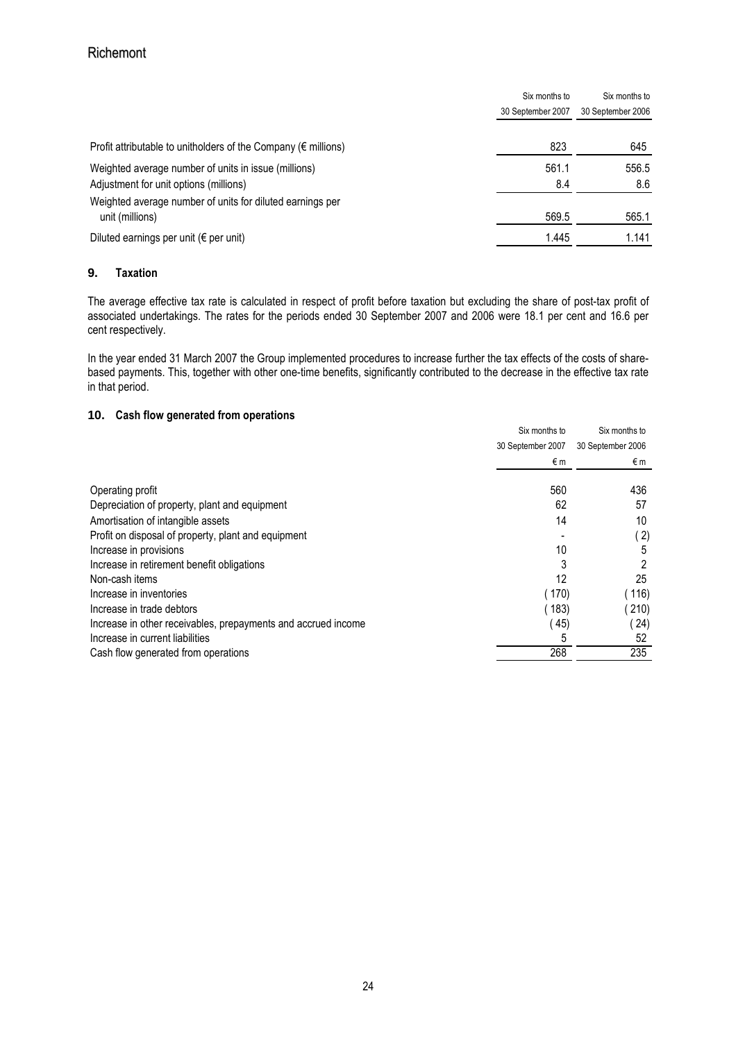| | Six months to 30 September 2007 | Six months to 30 September 2006 |
|---|---|---|
| Profit attributable to unitholders of the Company (€ millions) | 823 | 645 |
| Weighted average number of units in issue (millions) | 561.1 | 556.5 |
| Adjustment for unit options (millions) | 8.4 | 8.6 |
| Weighted average number of units for diluted earnings per unit (millions) | 569.5 | 565.1 |
| Diluted earnings per unit (€ per unit) | 1.445 | 1.141 |

## 9. Taxation

The average effective tax rate is calculated in respect of profit before taxation but excluding the share of post-tax profit of associated undertakings. The rates for the periods ended 30 September 2007 and 2006 were 18.1 per cent and 16.6 per cent respectively.

In the year ended 31 March 2007 the Group implemented procedures to increase further the tax effects of the costs of share-based payments. This, together with other one-time benefits, significantly contributed to the decrease in the effective tax rate in that period.

## 10. Cash flow generated from operations

| | Six months to 30 September 2007 | Six months to 30 September 2006 |
|---|---|---|
| | € m | € m |
| Operating profit | 560 | 436 |
| Depreciation of property, plant and equipment | 62 | 57 |
| Amortisation of intangible assets | 14 | 10 |
| Profit on disposal of property, plant and equipment | - | ( 2) |
| Increase in provisions | 10 | 5 |
| Increase in retirement benefit obligations | 3 | 2 |
| Non-cash items | 12 | 25 |
| Increase in inventories | ( 170) | ( 116) |
| Increase in trade debtors | ( 183) | ( 210) |
| Increase in other receivables, prepayments and accrued income | ( 45) | ( 24) |
| Increase in current liabilities | 5 | 52 |
| Cash flow generated from operations | 268 | 235 |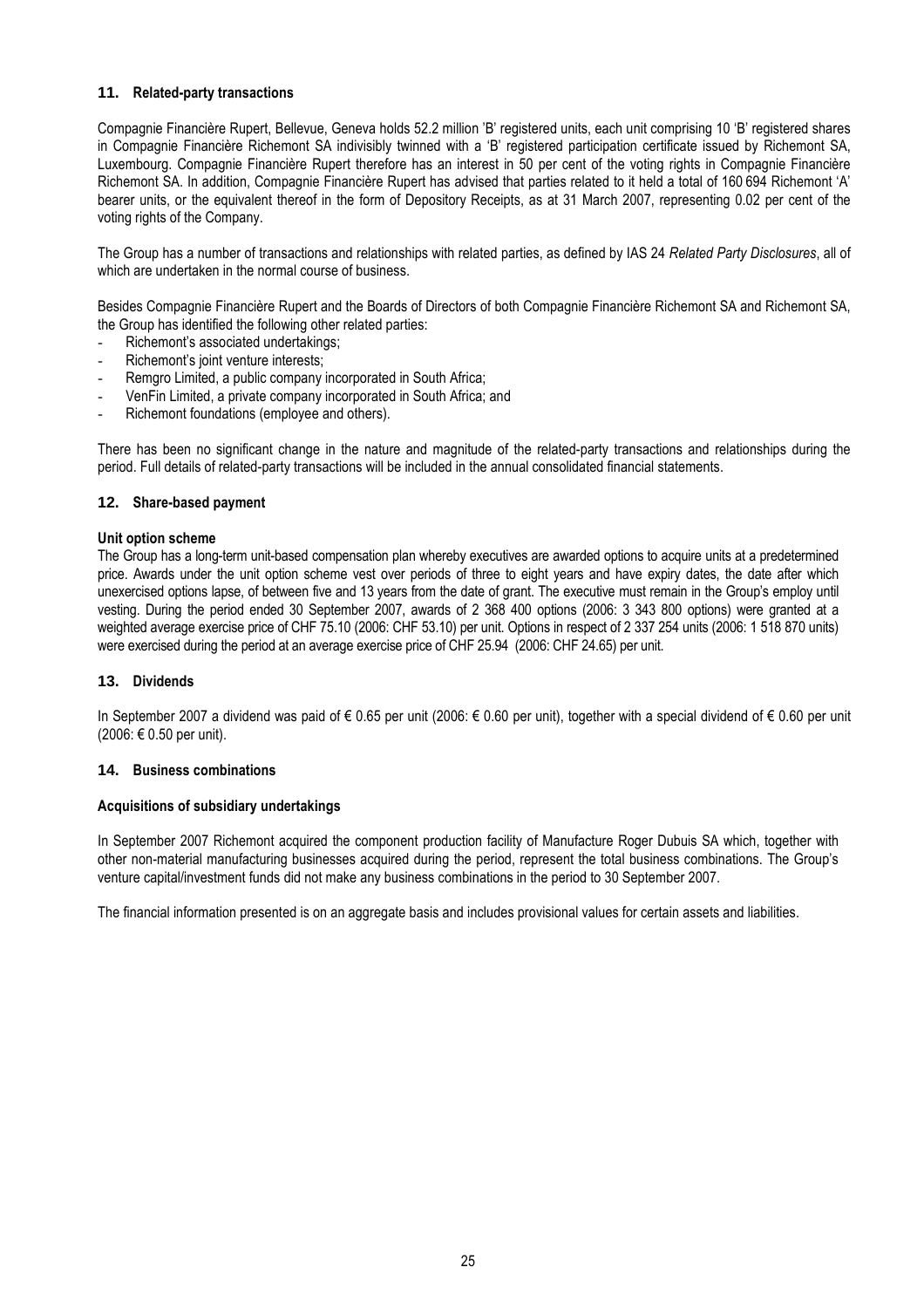## 11. Related-party transactions

Compagnie Financière Rupert, Bellevue, Geneva holds 52.2 million 'B' registered units, each unit comprising 10 'B' registered shares in Compagnie Financière Richemont SA indivisibly twinned with a 'B' registered participation certificate issued by Richemont SA, Luxembourg. Compagnie Financière Rupert therefore has an interest in 50 per cent of the voting rights in Compagnie Financière Richemont SA. In addition, Compagnie Financière Rupert has advised that parties related to it held a total of 160 694 Richemont 'A' bearer units, or the equivalent thereof in the form of Depository Receipts, as at 31 March 2007, representing 0.02 per cent of the voting rights of the Company.

The Group has a number of transactions and relationships with related parties, as defined by IAS 24 *Related Party Disclosures*, all of which are undertaken in the normal course of business.

Besides Compagnie Financière Rupert and the Boards of Directors of both Compagnie Financière Richemont SA and Richemont SA, the Group has identified the following other related parties:

- Richemont's associated undertakings;
- Richemont's joint venture interests;
- Remgro Limited, a public company incorporated in South Africa;
- VenFin Limited, a private company incorporated in South Africa; and
- Richemont foundations (employee and others).

There has been no significant change in the nature and magnitude of the related-party transactions and relationships during the period. Full details of related-party transactions will be included in the annual consolidated financial statements.

## 12. Share-based payment

### Unit option scheme

The Group has a long-term unit-based compensation plan whereby executives are awarded options to acquire units at a predetermined price. Awards under the unit option scheme vest over periods of three to eight years and have expiry dates, the date after which unexercised options lapse, of between five and 13 years from the date of grant. The executive must remain in the Group's employ until vesting. During the period ended 30 September 2007, awards of 2 368 400 options (2006: 3 343 800 options) were granted at a weighted average exercise price of CHF 75.10 (2006: CHF 53.10) per unit. Options in respect of 2 337 254 units (2006: 1 518 870 units) were exercised during the period at an average exercise price of CHF 25.94 (2006: CHF 24.65) per unit.

## 13. Dividends

In September 2007 a dividend was paid of € 0.65 per unit (2006: € 0.60 per unit), together with a special dividend of € 0.60 per unit (2006: € 0.50 per unit).

## 14. Business combinations

### Acquisitions of subsidiary undertakings

In September 2007 Richemont acquired the component production facility of Manufacture Roger Dubuis SA which, together with other non-material manufacturing businesses acquired during the period, represent the total business combinations. The Group's venture capital/investment funds did not make any business combinations in the period to 30 September 2007.

The financial information presented is on an aggregate basis and includes provisional values for certain assets and liabilities.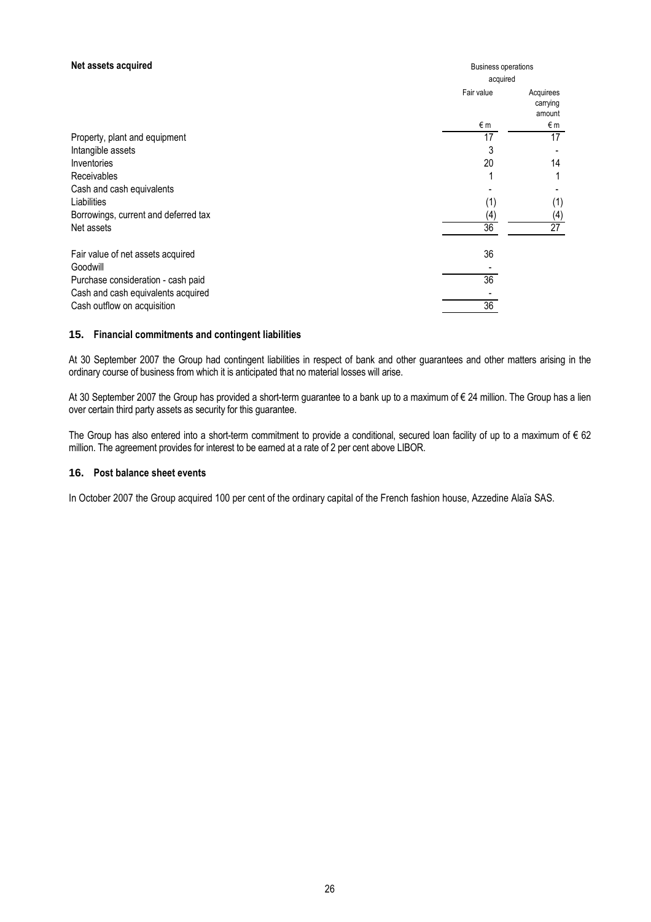**Net assets acquired**

| | Business operations acquired | |
|---|---|---|
| | Fair value | Acquirees carrying amount |
| | € m | € m |
| Property, plant and equipment | 17 | 17 |
| Intangible assets | 3 | - |
| Inventories | 20 | 14 |
| Receivables | 1 | 1 |
| Cash and cash equivalents | - | - |
| Liabilities | (1) | (1) |
| Borrowings, current and deferred tax | (4) | (4) |
| Net assets | 36 | 27 |
| | | |
| Fair value of net assets acquired | 36 | |
| Goodwill | - | |
| Purchase consideration - cash paid | 36 | |
| Cash and cash equivalents acquired | - | |
| Cash outflow on acquisition | 36 | |

### 15. Financial commitments and contingent liabilities

At 30 September 2007 the Group had contingent liabilities in respect of bank and other guarantees and other matters arising in the ordinary course of business from which it is anticipated that no material losses will arise.

At 30 September 2007 the Group has provided a short-term guarantee to a bank up to a maximum of € 24 million. The Group has a lien over certain third party assets as security for this guarantee.

The Group has also entered into a short-term commitment to provide a conditional, secured loan facility of up to a maximum of € 62 million. The agreement provides for interest to be earned at a rate of 2 per cent above LIBOR.

### 16. Post balance sheet events

In October 2007 the Group acquired 100 per cent of the ordinary capital of the French fashion house, Azzedine Alaïa SAS.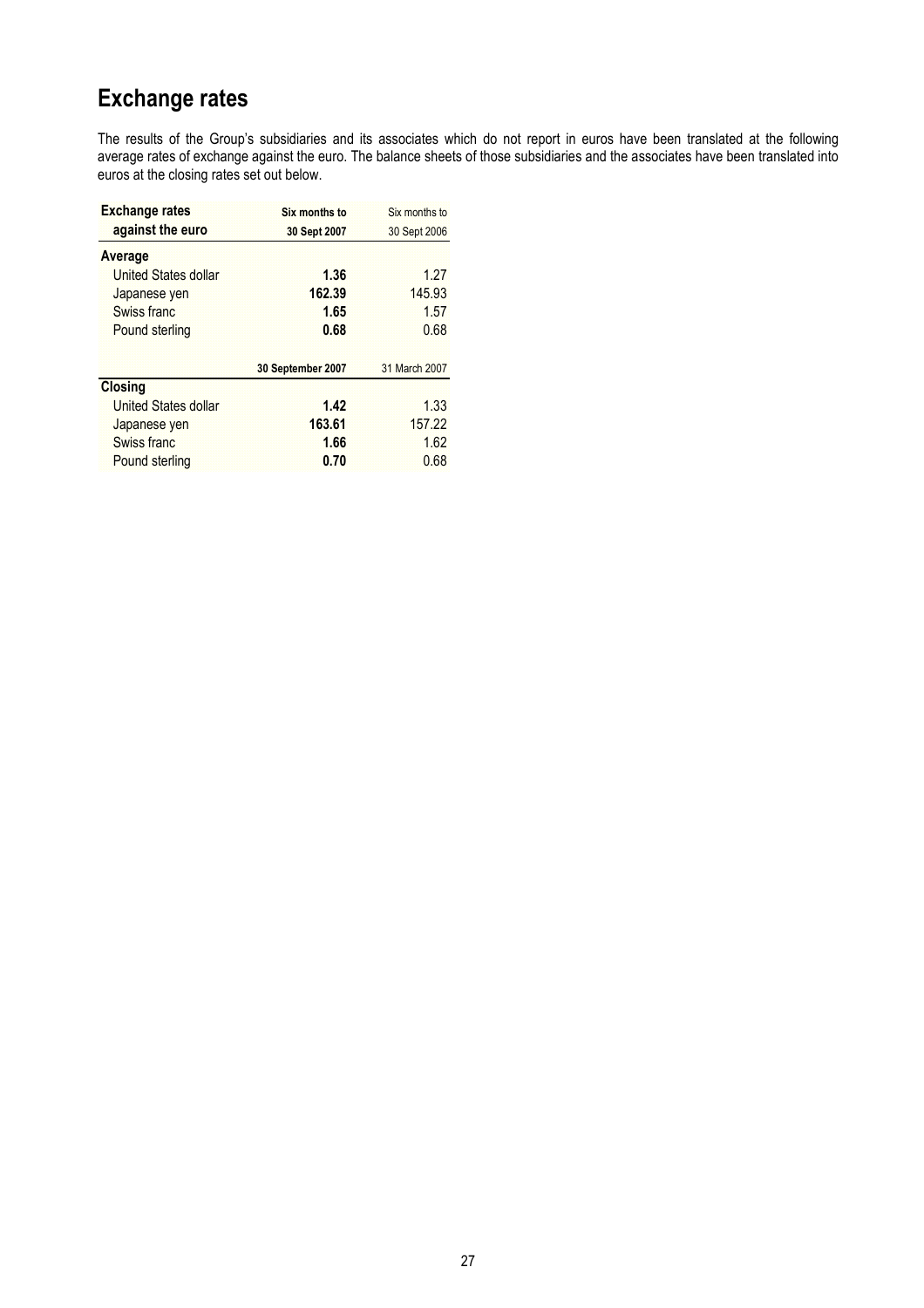# Exchange rates

The results of the Group's subsidiaries and its associates which do not report in euros have been translated at the following average rates of exchange against the euro. The balance sheets of those subsidiaries and the associates have been translated into euros at the closing rates set out below.

| Exchange rates against the euro | Six months to 30 Sept 2007 | Six months to 30 Sept 2006 |
|---|---|---|
| **Average** | | |
| United States dollar | **1.36** | 1.27 |
| Japanese yen | **162.39** | 145.93 |
| Swiss franc | **1.65** | 1.57 |
| Pound sterling | **0.68** | 0.68 |
| | **30 September 2007** | 31 March 2007 |
| **Closing** | | |
| United States dollar | **1.42** | 1.33 |
| Japanese yen | **163.61** | 157.22 |
| Swiss franc | **1.66** | 1.62 |
| Pound sterling | **0.70** | 0.68 |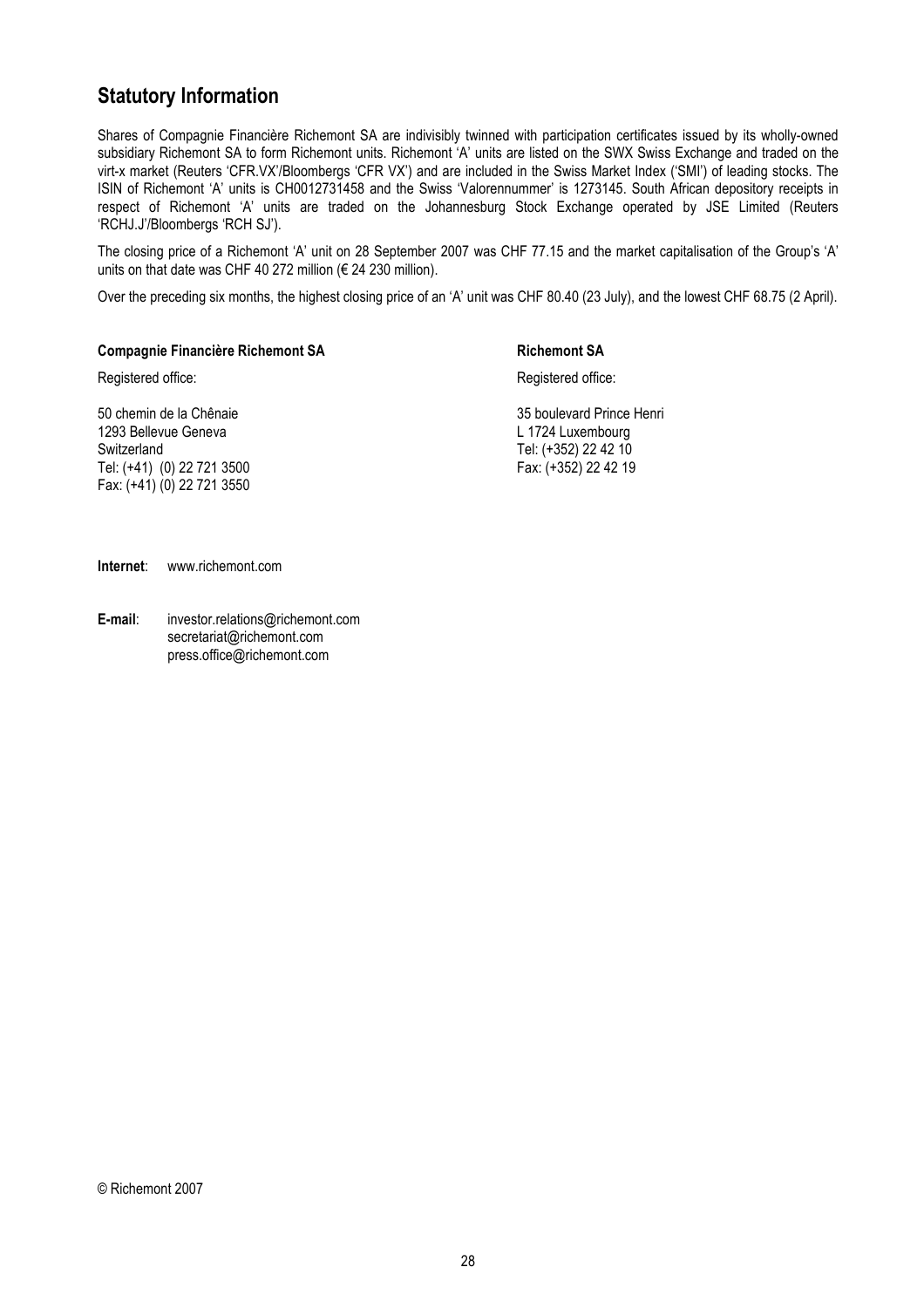## Statutory Information

Shares of Compagnie Financière Richemont SA are indivisibly twinned with participation certificates issued by its wholly-owned subsidiary Richemont SA to form Richemont units. Richemont 'A' units are listed on the SWX Swiss Exchange and traded on the virt-x market (Reuters 'CFR.VX'/Bloombergs 'CFR VX') and are included in the Swiss Market Index ('SMI') of leading stocks. The ISIN of Richemont 'A' units is CH0012731458 and the Swiss 'Valorennummer' is 1273145. South African depository receipts in respect of Richemont 'A' units are traded on the Johannesburg Stock Exchange operated by JSE Limited (Reuters 'RCHJ.J'/Bloombergs 'RCH SJ').

The closing price of a Richemont 'A' unit on 28 September 2007 was CHF 77.15 and the market capitalisation of the Group's 'A' units on that date was CHF 40 272 million (€ 24 230 million).

Over the preceding six months, the highest closing price of an 'A' unit was CHF 80.40 (23 July), and the lowest CHF 68.75 (2 April).

**Compagnie Financière Richemont SA**

Registered office:

50 chemin de la Chênaie
1293 Bellevue Geneva
Switzerland
Tel: (+41) (0) 22 721 3500
Fax: (+41) (0) 22 721 3550

**Richemont SA**

Registered office:

35 boulevard Prince Henri
L 1724 Luxembourg
Tel: (+352) 22 42 10
Fax: (+352) 22 42 19

**Internet**: www.richemont.com

**E-mail**: investor.relations@richemont.com
secretariat@richemont.com
press.office@richemont.com

© Richemont 2007